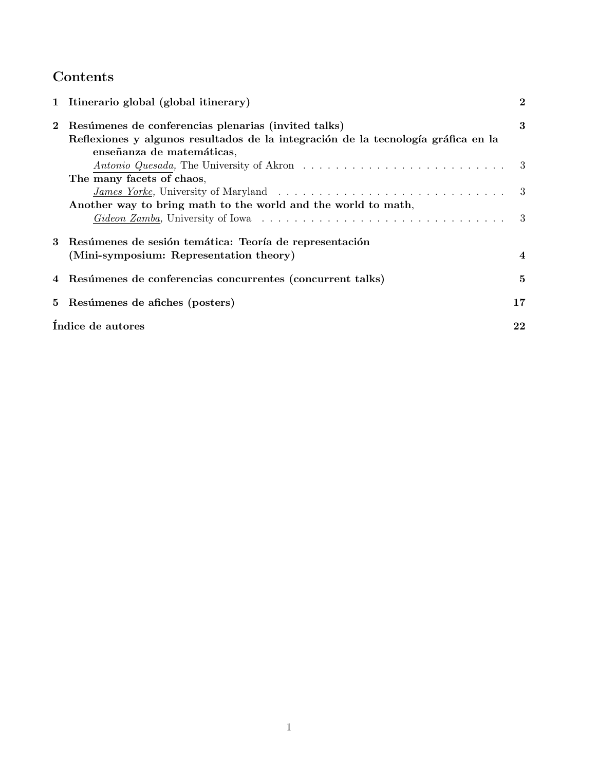# Contents

**1 Itinerario global (global itinerary)** — **2**

**2 Resúmenes de conferencias plenarias (invited talks)** — **3**

- **Reflexiones y algunos resultados de la integración de la tecnología gráfica en la enseñanza de matemáticas**,
  *Antonio Quesada*, The University of Akron — 3
- **The many facets of chaos**,
  *James Yorke*, University of Maryland — 3
- **Another way to bring math to the world and the world to math**,
  *Gideon Zamba*, University of Iowa — 3

**3 Resúmenes de sesión temática: Teoría de representación (Mini-symposium: Representation theory)** — **4**

**4 Resúmenes de conferencias concurrentes (concurrent talks)** — **5**

**5 Resúmenes de afiches (posters)** — **17**

**Índice de autores** — **22**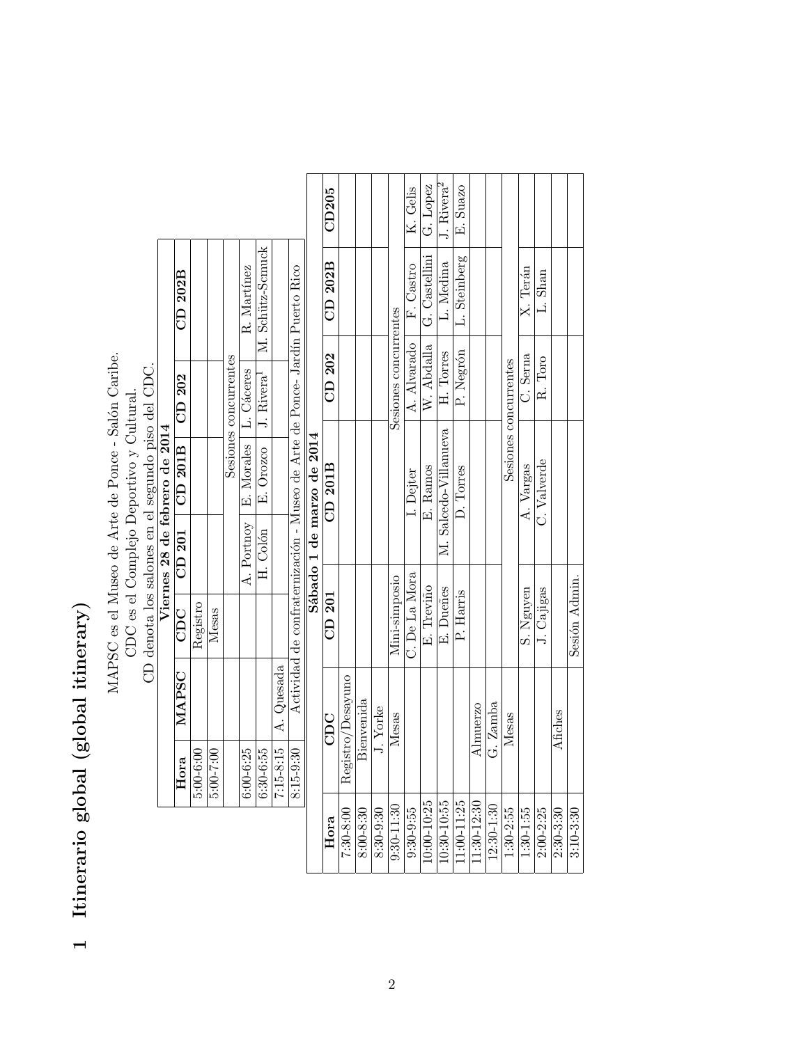# 1 Itinerario global (global itinerary)

MAPSC es el Museo de Arte de Ponce - Salón Caribe.
CDC es el Complejo Deportivo y Cultural.
CD denota los salones en el segundo piso del CDC.

**Viernes 28 de febrero de 2014**

| Hora | MAPSC | CDC | CD 201 | CD 201B | CD 202 | CD 202B |
|---|---|---|---|---|---|---|
| 5:00-6:00 | | Registro | | | | |
| 5:00-7:00 | | Mesas | | | | |
| | | | Sesiones concurrentes | | | |
| 6:00-6:25 | | | A. Portnoy | E. Morales | L. Cáceres | R. Martínez |
| 6:30-6:55 | | | H. Colón | E. Orozco | J. Rivera[1] | M. Schütz-Semuck |
| 7:15-8:15 | A. Quesada | | | | | |
| 8:15-9:30 | Actividad de confraternización - Museo de Arte de Ponce- Jardín Puerto Rico | | | | | |

**Sábado 1 de marzo de 2014**

| Hora | CDC | CD 201 | CD 201B | CD 202 | CD 202B | CD205 |
|---|---|---|---|---|---|---|
| 7:30-8:00 | Registro/Desayuno | | | | | |
| 8:00-8:30 | Bienvenida | | | | | |
| 8:30-9:30 | J. Yorke | | | | | |
| 9:30-11:30 | Mesas | Mini-simposio | | Sesiones concurrentes | | |
| 9:30-9:55 | | C. De La Mora | I. Dejter | A. Alvarado | F. Castro | K. Gelis |
| 10:00-10:25 | | E. Treviño | E. Ramos | W. Abdalla | G. Castellini | G. Lopez |
| 10:30-10:55 | | E. Dueñes | M. Salcedo-Villanueva | H. Torres | L. Medina | J. Rivera[2] |
| 11:00-11:25 | | P. Harris | D. Torres | P. Negrón | L. Steinberg | E. Suazo |
| 11:30-12:30 | Almuerzo | | | | | |
| 12:30-1:30 | G. Zamba | | | | | |
| 1:30-2:55 | Mesas | | Sesiones concurrentes | | | |
| 1:30-1:55 | | S. Nguyen | A. Vargas | C. Serna | X. Terán | |
| 2:00-2:25 | | J. Cajigas | C. Valverde | R. Toro | L. Shan | |
| 2:30-3:30 | Afiches | | | | | |
| 3:10-3:30 | | Sesión Admin. | | | | |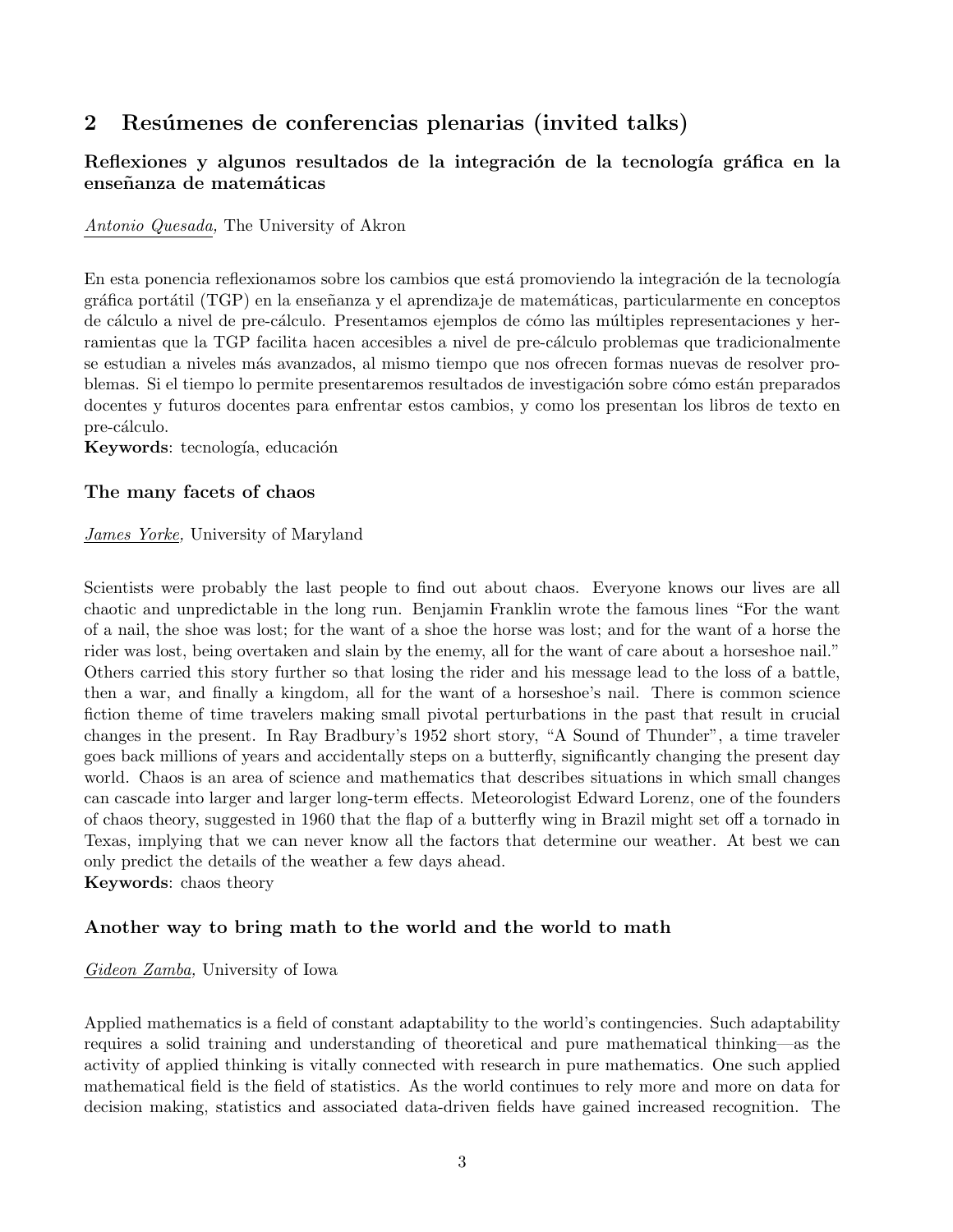## 2 Resúmenes de conferencias plenarias (invited talks)

### Reflexiones y algunos resultados de la integración de la tecnología gráfica en la enseñanza de matemáticas

Antonio Quesada, The University of Akron

En esta ponencia reflexionamos sobre los cambios que está promoviendo la integración de la tecnología gráfica portátil (TGP) en la enseñanza y el aprendizaje de matemáticas, particularmente en conceptos de cálculo a nivel de pre-cálculo. Presentamos ejemplos de cómo las múltiples representaciones y herramientas que la TGP facilita hacen accesibles a nivel de pre-cálculo problemas que tradicionalmente se estudian a niveles más avanzados, al mismo tiempo que nos ofrecen formas nuevas de resolver problemas. Si el tiempo lo permite presentaremos resultados de investigación sobre cómo están preparados docentes y futuros docentes para enfrentar estos cambios, y como los presentan los libros de texto en pre-cálculo.
**Keywords**: tecnología, educación

### The many facets of chaos

James Yorke, University of Maryland

Scientists were probably the last people to find out about chaos. Everyone knows our lives are all chaotic and unpredictable in the long run. Benjamin Franklin wrote the famous lines "For the want of a nail, the shoe was lost; for the want of a shoe the horse was lost; and for the want of a horse the rider was lost, being overtaken and slain by the enemy, all for the want of care about a horseshoe nail." Others carried this story further so that losing the rider and his message lead to the loss of a battle, then a war, and finally a kingdom, all for the want of a horseshoe's nail. There is common science fiction theme of time travelers making small pivotal perturbations in the past that result in crucial changes in the present. In Ray Bradbury's 1952 short story, "A Sound of Thunder", a time traveler goes back millions of years and accidentally steps on a butterfly, significantly changing the present day world. Chaos is an area of science and mathematics that describes situations in which small changes can cascade into larger and larger long-term effects. Meteorologist Edward Lorenz, one of the founders of chaos theory, suggested in 1960 that the flap of a butterfly wing in Brazil might set off a tornado in Texas, implying that we can never know all the factors that determine our weather. At best we can only predict the details of the weather a few days ahead.
**Keywords**: chaos theory

### Another way to bring math to the world and the world to math

Gideon Zamba, University of Iowa

Applied mathematics is a field of constant adaptability to the world's contingencies. Such adaptability requires a solid training and understanding of theoretical and pure mathematical thinking—as the activity of applied thinking is vitally connected with research in pure mathematics. One such applied mathematical field is the field of statistics. As the world continues to rely more and more on data for decision making, statistics and associated data-driven fields have gained increased recognition. The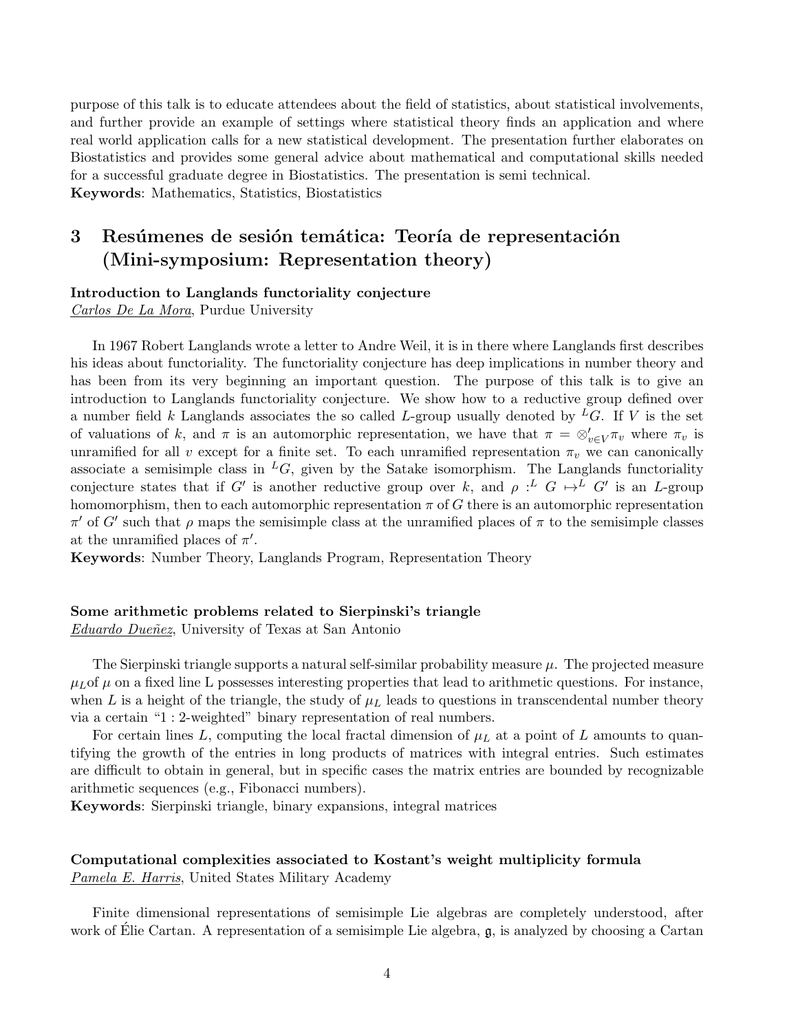purpose of this talk is to educate attendees about the field of statistics, about statistical involvements, and further provide an example of settings where statistical theory finds an application and where real world application calls for a new statistical development. The presentation further elaborates on Biostatistics and provides some general advice about mathematical and computational skills needed for a successful graduate degree in Biostatistics. The presentation is semi technical.
**Keywords**: Mathematics, Statistics, Biostatistics

## 3 Resúmenes de sesión temática: Teoría de representación (Mini-symposium: Representation theory)

**Introduction to Langlands functoriality conjecture**
_Carlos De La Mora_, Purdue University

In 1967 Robert Langlands wrote a letter to Andre Weil, it is in there where Langlands first describes his ideas about functoriality. The functoriality conjecture has deep implications in number theory and has been from its very beginning an important question. The purpose of this talk is to give an introduction to Langlands functoriality conjecture. We show how to a reductive group defined over a number field $k$ Langlands associates the so called $L$-group usually denoted by ${}^{L}G$. If $V$ is the set of valuations of $k$, and $\pi$ is an automorphic representation, we have that $\pi = \otimes'_{v \in V} \pi_v$ where $\pi_v$ is unramified for all $v$ except for a finite set. To each unramified representation $\pi_v$ we can canonically associate a semisimple class in ${}^{L}G$, given by the Satake isomorphism. The Langlands functoriality conjecture states that if $G'$ is another reductive group over $k$, and $\rho : {}^{L}G \mapsto {}^{L}G'$ is an $L$-group homomorphism, then to each automorphic representation $\pi$ of $G$ there is an automorphic representation $\pi'$ of $G'$ such that $\rho$ maps the semisimple class at the unramified places of $\pi$ to the semisimple classes at the unramified places of $\pi'$.
**Keywords**: Number Theory, Langlands Program, Representation Theory

**Some arithmetic problems related to Sierpinski's triangle**
_Eduardo Dueñez_, University of Texas at San Antonio

The Sierpinski triangle supports a natural self-similar probability measure $\mu$. The projected measure $\mu_L$of $\mu$ on a fixed line L possesses interesting properties that lead to arithmetic questions. For instance, when $L$ is a height of the triangle, the study of $\mu_L$ leads to questions in transcendental number theory via a certain "1 : 2-weighted" binary representation of real numbers.

For certain lines $L$, computing the local fractal dimension of $\mu_L$ at a point of $L$ amounts to quantifying the growth of the entries in long products of matrices with integral entries. Such estimates are difficult to obtain in general, but in specific cases the matrix entries are bounded by recognizable arithmetic sequences (e.g., Fibonacci numbers).
**Keywords**: Sierpinski triangle, binary expansions, integral matrices

**Computational complexities associated to Kostant's weight multiplicity formula**
_Pamela E. Harris_, United States Military Academy

Finite dimensional representations of semisimple Lie algebras are completely understood, after work of Élie Cartan. A representation of a semisimple Lie algebra, $\mathfrak{g}$, is analyzed by choosing a Cartan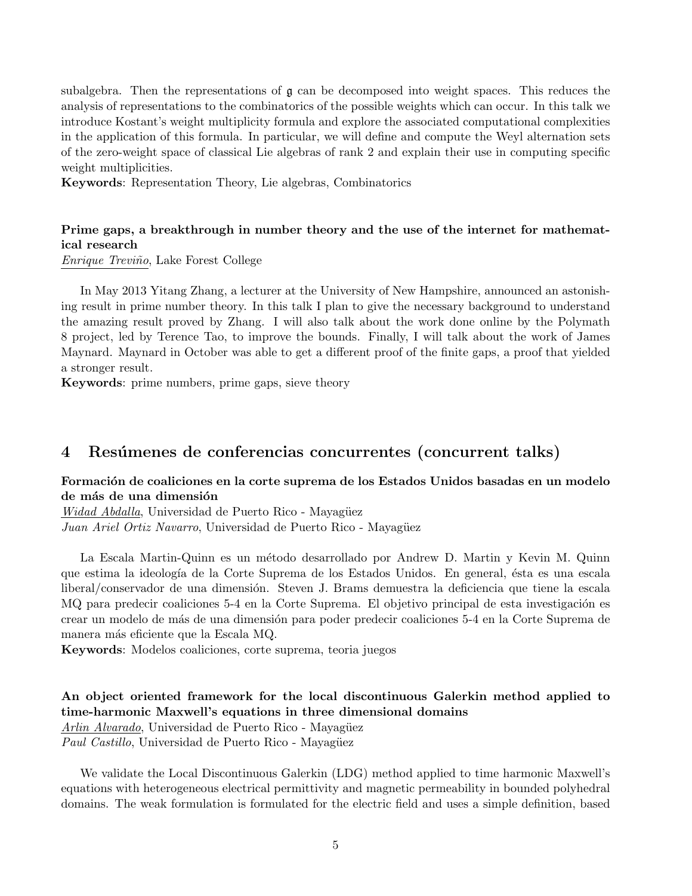subalgebra. Then the representations of $\mathfrak{g}$ can be decomposed into weight spaces. This reduces the analysis of representations to the combinatorics of the possible weights which can occur. In this talk we introduce Kostant's weight multiplicity formula and explore the associated computational complexities in the application of this formula. In particular, we will define and compute the Weyl alternation sets of the zero-weight space of classical Lie algebras of rank 2 and explain their use in computing specific weight multiplicities.
**Keywords**: Representation Theory, Lie algebras, Combinatorics

**Prime gaps, a breakthrough in number theory and the use of the internet for mathematical research**
*Enrique Treviño*, Lake Forest College

In May 2013 Yitang Zhang, a lecturer at the University of New Hampshire, announced an astonishing result in prime number theory. In this talk I plan to give the necessary background to understand the amazing result proved by Zhang. I will also talk about the work done online by the Polymath 8 project, led by Terence Tao, to improve the bounds. Finally, I will talk about the work of James Maynard. Maynard in October was able to get a different proof of the finite gaps, a proof that yielded a stronger result.
**Keywords**: prime numbers, prime gaps, sieve theory

## 4 Resúmenes de conferencias concurrentes (concurrent talks)

**Formación de coaliciones en la corte suprema de los Estados Unidos basadas en un modelo de más de una dimensión**
*Widad Abdalla*, Universidad de Puerto Rico - Mayagüez
*Juan Ariel Ortiz Navarro*, Universidad de Puerto Rico - Mayagüez

La Escala Martin-Quinn es un método desarrollado por Andrew D. Martin y Kevin M. Quinn que estima la ideología de la Corte Suprema de los Estados Unidos. En general, ésta es una escala liberal/conservador de una dimensión. Steven J. Brams demuestra la deficiencia que tiene la escala MQ para predecir coaliciones 5-4 en la Corte Suprema. El objetivo principal de esta investigación es crear un modelo de más de una dimensión para poder predecir coaliciones 5-4 en la Corte Suprema de manera más eficiente que la Escala MQ.
**Keywords**: Modelos coaliciones, corte suprema, teoria juegos

**An object oriented framework for the local discontinuous Galerkin method applied to time-harmonic Maxwell's equations in three dimensional domains**
*Arlin Alvarado*, Universidad de Puerto Rico - Mayagüez
*Paul Castillo*, Universidad de Puerto Rico - Mayagüez

We validate the Local Discontinuous Galerkin (LDG) method applied to time harmonic Maxwell's equations with heterogeneous electrical permittivity and magnetic permeability in bounded polyhedral domains. The weak formulation is formulated for the electric field and uses a simple definition, based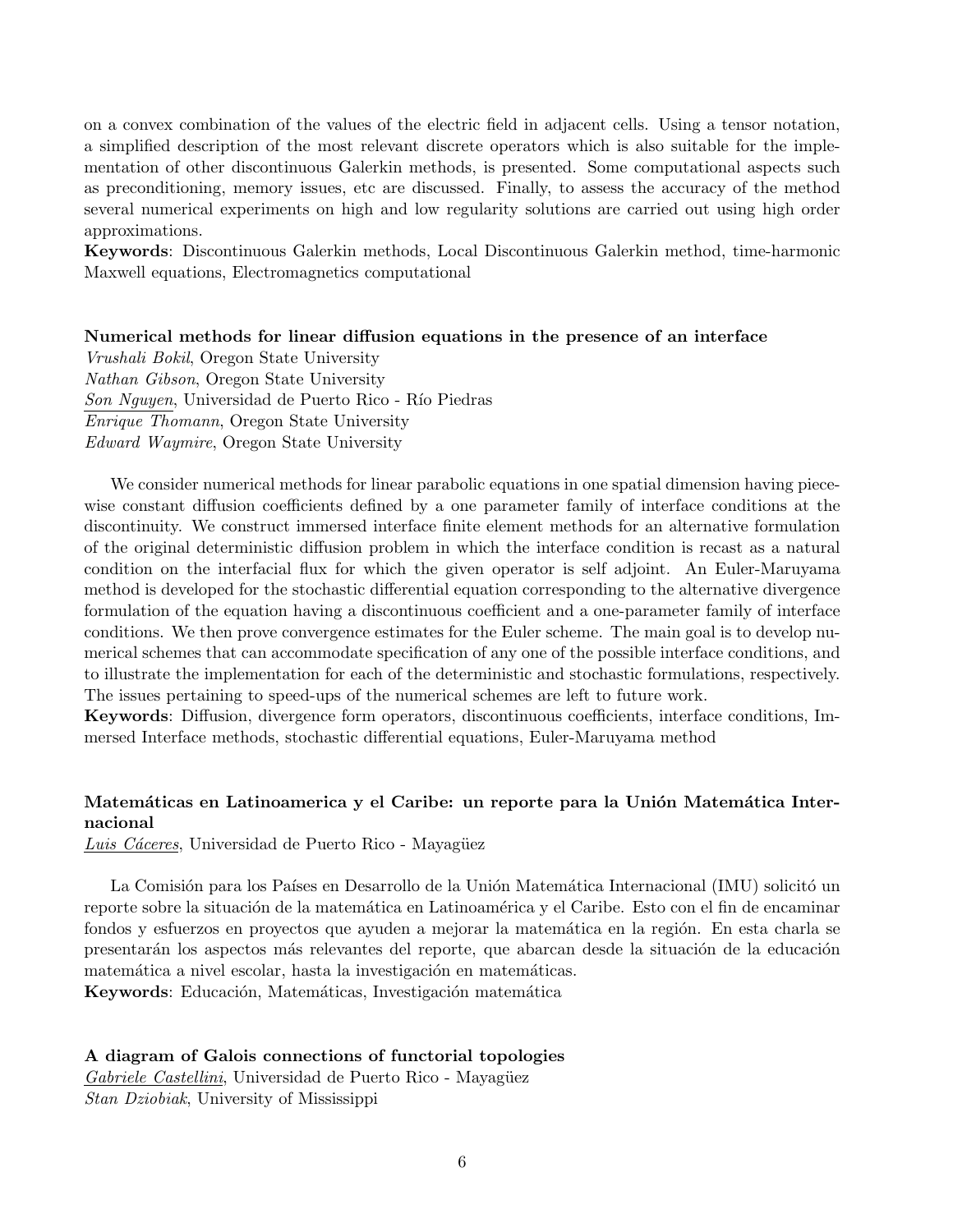on a convex combination of the values of the electric field in adjacent cells. Using a tensor notation, a simplified description of the most relevant discrete operators which is also suitable for the implementation of other discontinuous Galerkin methods, is presented. Some computational aspects such as preconditioning, memory issues, etc are discussed. Finally, to assess the accuracy of the method several numerical experiments on high and low regularity solutions are carried out using high order approximations.
**Keywords**: Discontinuous Galerkin methods, Local Discontinuous Galerkin method, time-harmonic Maxwell equations, Electromagnetics computational

**Numerical methods for linear diffusion equations in the presence of an interface**
*Vrushali Bokil*, Oregon State University
*Nathan Gibson*, Oregon State University
<u>*Son Nguyen*</u>, Universidad de Puerto Rico - Río Piedras
*Enrique Thomann*, Oregon State University
*Edward Waymire*, Oregon State University

We consider numerical methods for linear parabolic equations in one spatial dimension having piecewise constant diffusion coefficients defined by a one parameter family of interface conditions at the discontinuity. We construct immersed interface finite element methods for an alternative formulation of the original deterministic diffusion problem in which the interface condition is recast as a natural condition on the interfacial flux for which the given operator is self adjoint. An Euler-Maruyama method is developed for the stochastic differential equation corresponding to the alternative divergence formulation of the equation having a discontinuous coefficient and a one-parameter family of interface conditions. We then prove convergence estimates for the Euler scheme. The main goal is to develop numerical schemes that can accommodate specification of any one of the possible interface conditions, and to illustrate the implementation for each of the deterministic and stochastic formulations, respectively. The issues pertaining to speed-ups of the numerical schemes are left to future work.
**Keywords**: Diffusion, divergence form operators, discontinuous coefficients, interface conditions, Immersed Interface methods, stochastic differential equations, Euler-Maruyama method

**Matemáticas en Latinoamerica y el Caribe: un reporte para la Unión Matemática Internacional**
<u>*Luis Cáceres*</u>, Universidad de Puerto Rico - Mayagüez

La Comisión para los Países en Desarrollo de la Unión Matemática Internacional (IMU) solicitó un reporte sobre la situación de la matemática en Latinoamérica y el Caribe. Esto con el fin de encaminar fondos y esfuerzos en proyectos que ayuden a mejorar la matemática en la región. En esta charla se presentarán los aspectos más relevantes del reporte, que abarcan desde la situación de la educación matemática a nivel escolar, hasta la investigación en matemáticas.
**Keywords**: Educación, Matemáticas, Investigación matemática

**A diagram of Galois connections of functorial topologies**
<u>*Gabriele Castellini*</u>, Universidad de Puerto Rico - Mayagüez
*Stan Dziobiak*, University of Mississippi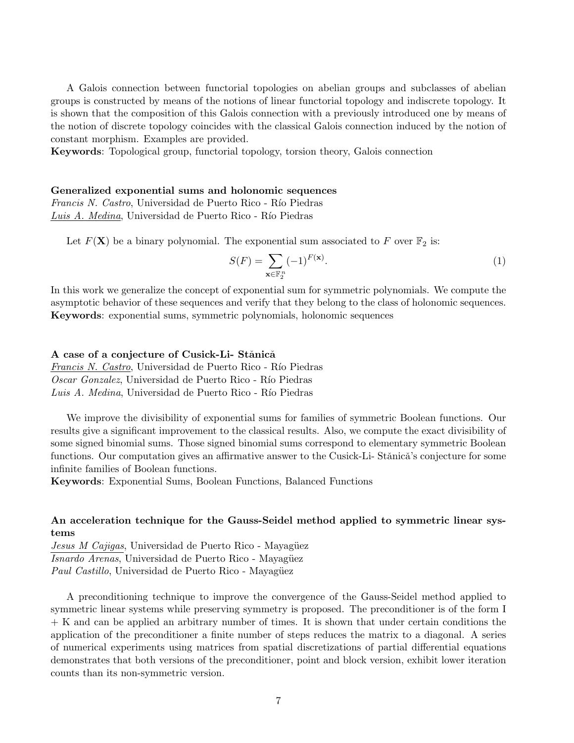A Galois connection between functorial topologies on abelian groups and subclasses of abelian groups is constructed by means of the notions of linear functorial topology and indiscrete topology. It is shown that the composition of this Galois connection with a previously introduced one by means of the notion of discrete topology coincides with the classical Galois connection induced by the notion of constant morphism. Examples are provided.
**Keywords**: Topological group, functorial topology, torsion theory, Galois connection

**Generalized exponential sums and holonomic sequences**
*Francis N. Castro*, Universidad de Puerto Rico - Río Piedras
*Luis A. Medina*, Universidad de Puerto Rico - Río Piedras

Let $F(\mathbf{X})$ be a binary polynomial. The exponential sum associated to $F$ over $\mathbb{F}_2$ is:

$$S(F) = \sum_{\mathbf{x} \in \mathbb{F}_2^n} (-1)^{F(\mathbf{x})}. \tag{1}$$

In this work we generalize the concept of exponential sum for symmetric polynomials. We compute the asymptotic behavior of these sequences and verify that they belong to the class of holonomic sequences.
**Keywords**: exponential sums, symmetric polynomials, holonomic sequences

**A case of a conjecture of Cusick-Li- Stănică**
*Francis N. Castro*, Universidad de Puerto Rico - Río Piedras
*Oscar Gonzalez*, Universidad de Puerto Rico - Río Piedras
*Luis A. Medina*, Universidad de Puerto Rico - Río Piedras

We improve the divisibility of exponential sums for families of symmetric Boolean functions. Our results give a significant improvement to the classical results. Also, we compute the exact divisibility of some signed binomial sums. Those signed binomial sums correspond to elementary symmetric Boolean functions. Our computation gives an affirmative answer to the Cusick-Li- Stănică's conjecture for some infinite families of Boolean functions.
**Keywords**: Exponential Sums, Boolean Functions, Balanced Functions

**An acceleration technique for the Gauss-Seidel method applied to symmetric linear systems**
*Jesus M Cajigas*, Universidad de Puerto Rico - Mayagüez
*Isnardo Arenas*, Universidad de Puerto Rico - Mayagüez
*Paul Castillo*, Universidad de Puerto Rico - Mayagüez

A preconditioning technique to improve the convergence of the Gauss-Seidel method applied to symmetric linear systems while preserving symmetry is proposed. The preconditioner is of the form I + K and can be applied an arbitrary number of times. It is shown that under certain conditions the application of the preconditioner a finite number of steps reduces the matrix to a diagonal. A series of numerical experiments using matrices from spatial discretizations of partial differential equations demonstrates that both versions of the preconditioner, point and block version, exhibit lower iteration counts than its non-symmetric version.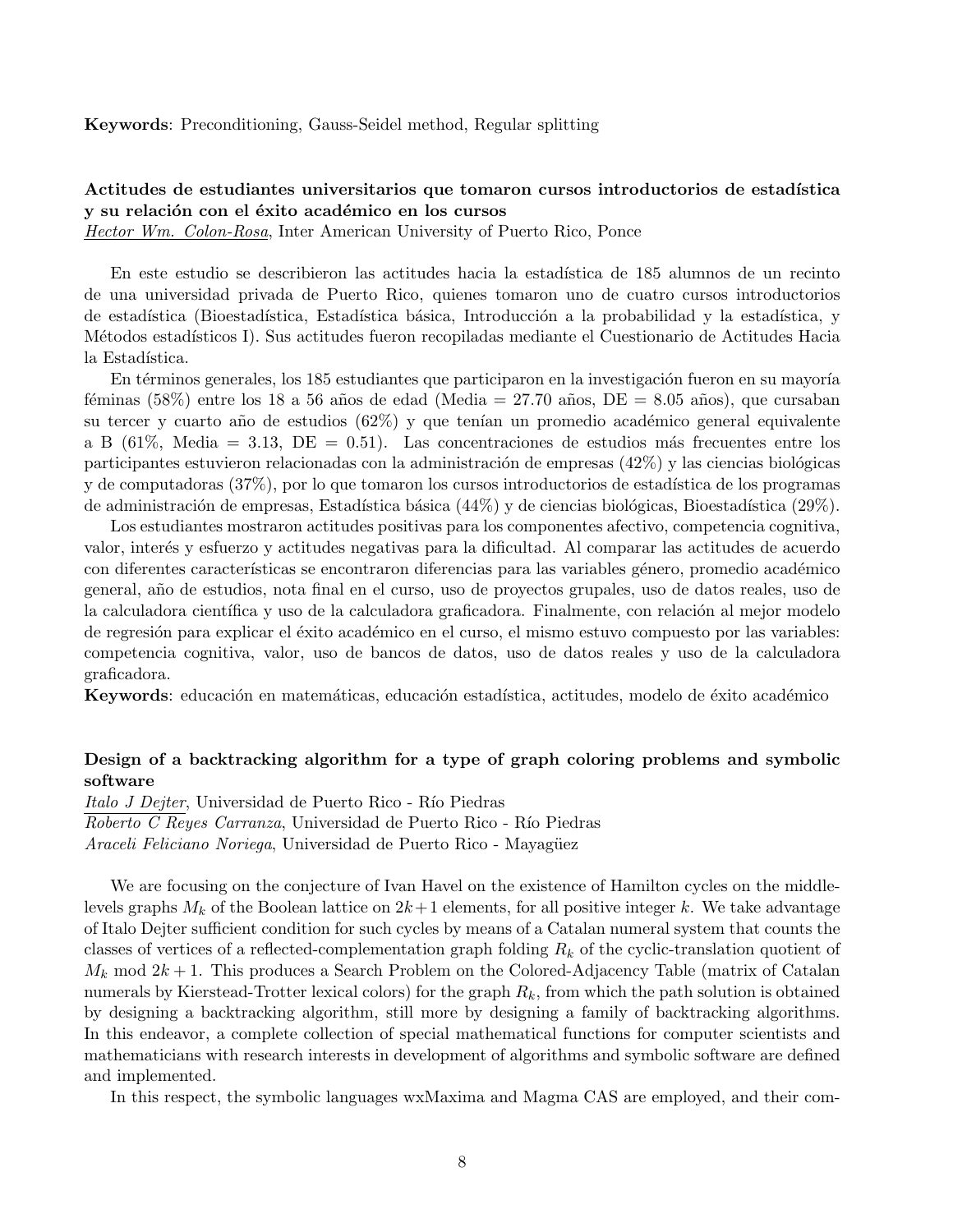**Keywords**: Preconditioning, Gauss-Seidel method, Regular splitting

### Actitudes de estudiantes universitarios que tomaron cursos introductorios de estadística y su relación con el éxito académico en los cursos

*Hector Wm. Colon-Rosa*, Inter American University of Puerto Rico, Ponce

En este estudio se describieron las actitudes hacia la estadística de 185 alumnos de un recinto de una universidad privada de Puerto Rico, quienes tomaron uno de cuatro cursos introductorios de estadística (Bioestadística, Estadística básica, Introducción a la probabilidad y la estadística, y Métodos estadísticos I). Sus actitudes fueron recopiladas mediante el Cuestionario de Actitudes Hacia la Estadística.

En términos generales, los 185 estudiantes que participaron en la investigación fueron en su mayoría féminas (58%) entre los 18 a 56 años de edad (Media = 27.70 años, DE = 8.05 años), que cursaban su tercer y cuarto año de estudios (62%) y que tenían un promedio académico general equivalente a B (61%, Media = 3.13, DE = 0.51). Las concentraciones de estudios más frecuentes entre los participantes estuvieron relacionadas con la administración de empresas (42%) y las ciencias biológicas y de computadoras (37%), por lo que tomaron los cursos introductorios de estadística de los programas de administración de empresas, Estadística básica (44%) y de ciencias biológicas, Bioestadística (29%).

Los estudiantes mostraron actitudes positivas para los componentes afectivo, competencia cognitiva, valor, interés y esfuerzo y actitudes negativas para la dificultad. Al comparar las actitudes de acuerdo con diferentes características se encontraron diferencias para las variables género, promedio académico general, año de estudios, nota final en el curso, uso de proyectos grupales, uso de datos reales, uso de la calculadora científica y uso de la calculadora graficadora. Finalmente, con relación al mejor modelo de regresión para explicar el éxito académico en el curso, el mismo estuvo compuesto por las variables: competencia cognitiva, valor, uso de bancos de datos, uso de datos reales y uso de la calculadora graficadora.

**Keywords**: educación en matemáticas, educación estadística, actitudes, modelo de éxito académico

### Design of a backtracking algorithm for a type of graph coloring problems and symbolic software

*Italo J Dejter*, Universidad de Puerto Rico - Río Piedras
*Roberto C Reyes Carranza*, Universidad de Puerto Rico - Río Piedras
*Araceli Feliciano Noriega*, Universidad de Puerto Rico - Mayagüez

We are focusing on the conjecture of Ivan Havel on the existence of Hamilton cycles on the middle-levels graphs $M_k$ of the Boolean lattice on $2k+1$ elements, for all positive integer $k$. We take advantage of Italo Dejter sufficient condition for such cycles by means of a Catalan numeral system that counts the classes of vertices of a reflected-complementation graph folding $R_k$ of the cyclic-translation quotient of $M_k$ mod $2k+1$. This produces a Search Problem on the Colored-Adjacency Table (matrix of Catalan numerals by Kierstead-Trotter lexical colors) for the graph $R_k$, from which the path solution is obtained by designing a backtracking algorithm, still more by designing a family of backtracking algorithms. In this endeavor, a complete collection of special mathematical functions for computer scientists and mathematicians with research interests in development of algorithms and symbolic software are defined and implemented.

In this respect, the symbolic languages wxMaxima and Magma CAS are employed, and their com-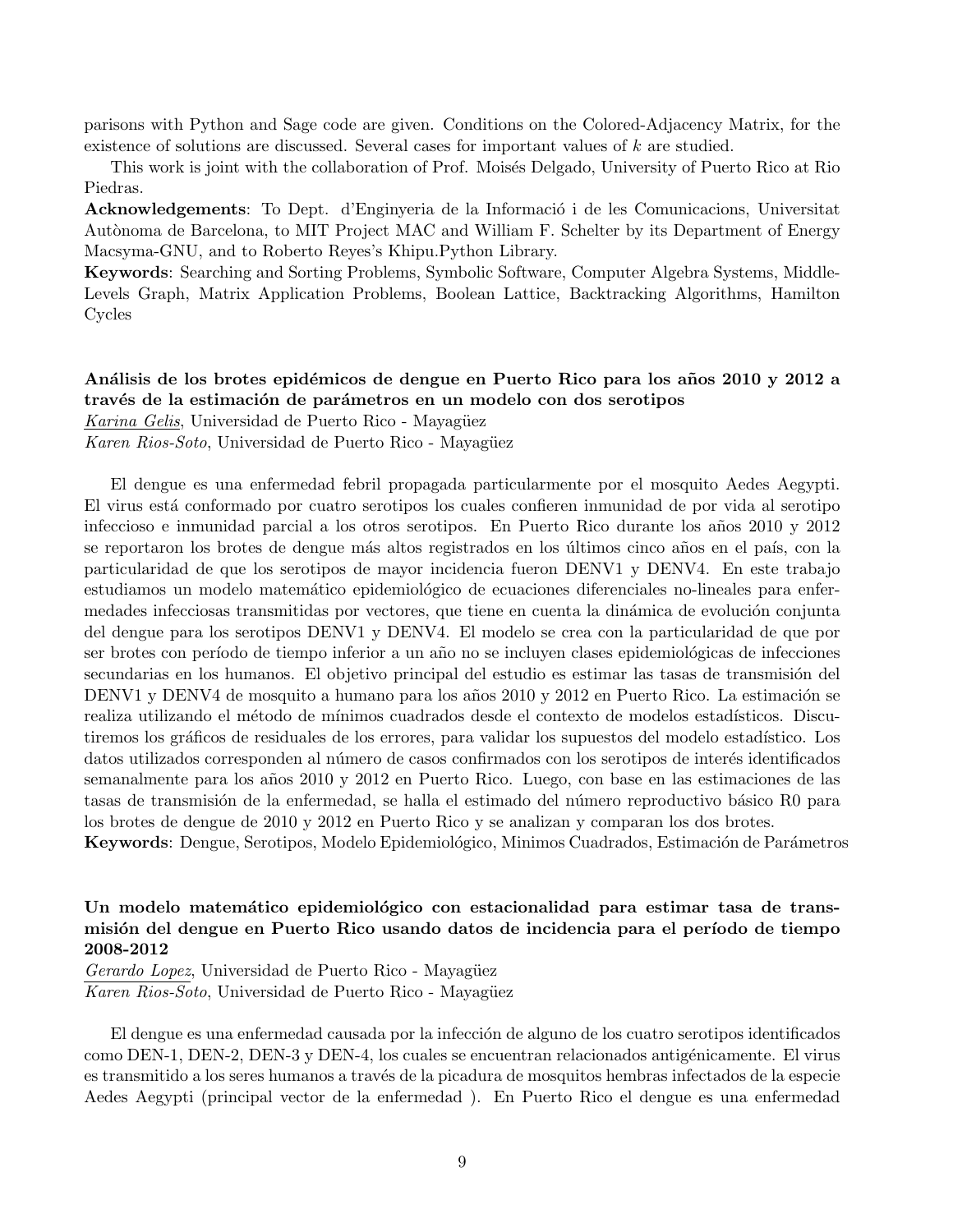parisons with Python and Sage code are given. Conditions on the Colored-Adjacency Matrix, for the existence of solutions are discussed. Several cases for important values of $k$ are studied.

This work is joint with the collaboration of Prof. Moisés Delgado, University of Puerto Rico at Rio Piedras.

**Acknowledgements**: To Dept. d'Enginyeria de la Informació i de les Comunicacions, Universitat Autònoma de Barcelona, to MIT Project MAC and William F. Schelter by its Department of Energy Macsyma-GNU, and to Roberto Reyes's Khipu.Python Library.

**Keywords**: Searching and Sorting Problems, Symbolic Software, Computer Algebra Systems, Middle-Levels Graph, Matrix Application Problems, Boolean Lattice, Backtracking Algorithms, Hamilton Cycles

### Análisis de los brotes epidémicos de dengue en Puerto Rico para los años 2010 y 2012 a través de la estimación de parámetros en un modelo con dos serotipos

*Karina Gelis*, Universidad de Puerto Rico - Mayagüez
*Karen Rios-Soto*, Universidad de Puerto Rico - Mayagüez

El dengue es una enfermedad febril propagada particularmente por el mosquito Aedes Aegypti. El virus está conformado por cuatro serotipos los cuales confieren inmunidad de por vida al serotipo infeccioso e inmunidad parcial a los otros serotipos. En Puerto Rico durante los años 2010 y 2012 se reportaron los brotes de dengue más altos registrados en los últimos cinco años en el país, con la particularidad de que los serotipos de mayor incidencia fueron DENV1 y DENV4. En este trabajo estudiamos un modelo matemático epidemiológico de ecuaciones diferenciales no-lineales para enfermedades infecciosas transmitidas por vectores, que tiene en cuenta la dinámica de evolución conjunta del dengue para los serotipos DENV1 y DENV4. El modelo se crea con la particularidad de que por ser brotes con período de tiempo inferior a un año no se incluyen clases epidemiológicas de infecciones secundarias en los humanos. El objetivo principal del estudio es estimar las tasas de transmisión del DENV1 y DENV4 de mosquito a humano para los años 2010 y 2012 en Puerto Rico. La estimación se realiza utilizando el método de mínimos cuadrados desde el contexto de modelos estadísticos. Discutiremos los gráficos de residuales de los errores, para validar los supuestos del modelo estadístico. Los datos utilizados corresponden al número de casos confirmados con los serotipos de interés identificados semanalmente para los años 2010 y 2012 en Puerto Rico. Luego, con base en las estimaciones de las tasas de transmisión de la enfermedad, se halla el estimado del número reproductivo básico R0 para los brotes de dengue de 2010 y 2012 en Puerto Rico y se analizan y comparan los dos brotes.

**Keywords**: Dengue, Serotipos, Modelo Epidemiológico, Minimos Cuadrados, Estimación de Parámetros

### Un modelo matemático epidemiológico con estacionalidad para estimar tasa de transmisión del dengue en Puerto Rico usando datos de incidencia para el período de tiempo 2008-2012

*Gerardo Lopez*, Universidad de Puerto Rico - Mayagüez
*Karen Rios-Soto*, Universidad de Puerto Rico - Mayagüez

El dengue es una enfermedad causada por la infección de alguno de los cuatro serotipos identificados como DEN-1, DEN-2, DEN-3 y DEN-4, los cuales se encuentran relacionados antigénicamente. El virus es transmitido a los seres humanos a través de la picadura de mosquitos hembras infectados de la especie Aedes Aegypti (principal vector de la enfermedad ). En Puerto Rico el dengue es una enfermedad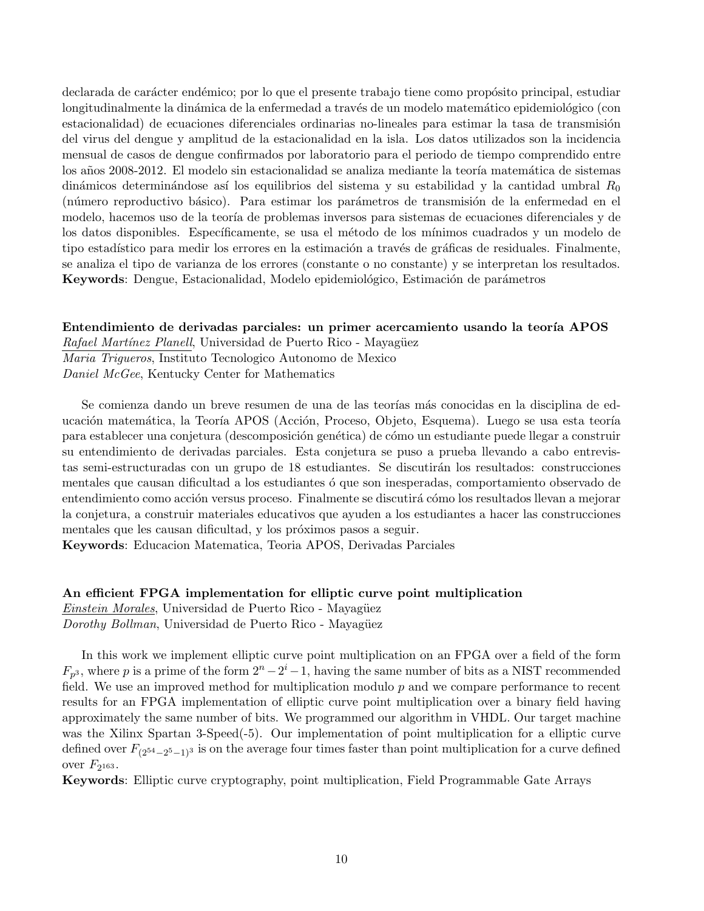declarada de carácter endémico; por lo que el presente trabajo tiene como propósito principal, estudiar longitudinalmente la dinámica de la enfermedad a través de un modelo matemático epidemiológico (con estacionalidad) de ecuaciones diferenciales ordinarias no-lineales para estimar la tasa de transmisión del virus del dengue y amplitud de la estacionalidad en la isla. Los datos utilizados son la incidencia mensual de casos de dengue confirmados por laboratorio para el periodo de tiempo comprendido entre los años 2008-2012. El modelo sin estacionalidad se analiza mediante la teoría matemática de sistemas dinámicos determinándose así los equilibrios del sistema y su estabilidad y la cantidad umbral $R_0$ (número reproductivo básico). Para estimar los parámetros de transmisión de la enfermedad en el modelo, hacemos uso de la teoría de problemas inversos para sistemas de ecuaciones diferenciales y de los datos disponibles. Específicamente, se usa el método de los mínimos cuadrados y un modelo de tipo estadístico para medir los errores en la estimación a través de gráficas de residuales. Finalmente, se analiza el tipo de varianza de los errores (constante o no constante) y se interpretan los resultados.
**Keywords**: Dengue, Estacionalidad, Modelo epidemiológico, Estimación de parámetros

**Entendimiento de derivadas parciales: un primer acercamiento usando la teoría APOS**
*Rafael Martínez Planell*, Universidad de Puerto Rico - Mayagüez
*Maria Trigueros*, Instituto Tecnologico Autonomo de Mexico
*Daniel McGee*, Kentucky Center for Mathematics

Se comienza dando un breve resumen de una de las teorías más conocidas en la disciplina de educación matemática, la Teoría APOS (Acción, Proceso, Objeto, Esquema). Luego se usa esta teoría para establecer una conjetura (descomposición genética) de cómo un estudiante puede llegar a construir su entendimiento de derivadas parciales. Esta conjetura se puso a prueba llevando a cabo entrevistas semi-estructuradas con un grupo de 18 estudiantes. Se discutirán los resultados: construcciones mentales que causan dificultad a los estudiantes ó que son inesperadas, comportamiento observado de entendimiento como acción versus proceso. Finalmente se discutirá cómo los resultados llevan a mejorar la conjetura, a construir materiales educativos que ayuden a los estudiantes a hacer las construcciones mentales que les causan dificultad, y los próximos pasos a seguir.
**Keywords**: Educacion Matematica, Teoria APOS, Derivadas Parciales

**An efficient FPGA implementation for elliptic curve point multiplication**
*Einstein Morales*, Universidad de Puerto Rico - Mayagüez
*Dorothy Bollman*, Universidad de Puerto Rico - Mayagüez

In this work we implement elliptic curve point multiplication on an FPGA over a field of the form $F_{p^3}$, where $p$ is a prime of the form $2^n - 2^i - 1$, having the same number of bits as a NIST recommended field. We use an improved method for multiplication modulo $p$ and we compare performance to recent results for an FPGA implementation of elliptic curve point multiplication over a binary field having approximately the same number of bits. We programmed our algorithm in VHDL. Our target machine was the Xilinx Spartan 3-Speed(-5). Our implementation of point multiplication for a elliptic curve defined over $F_{(2^{54}-2^5-1)^3}$ is on the average four times faster than point multiplication for a curve defined over $F_{2^{163}}$.
**Keywords**: Elliptic curve cryptography, point multiplication, Field Programmable Gate Arrays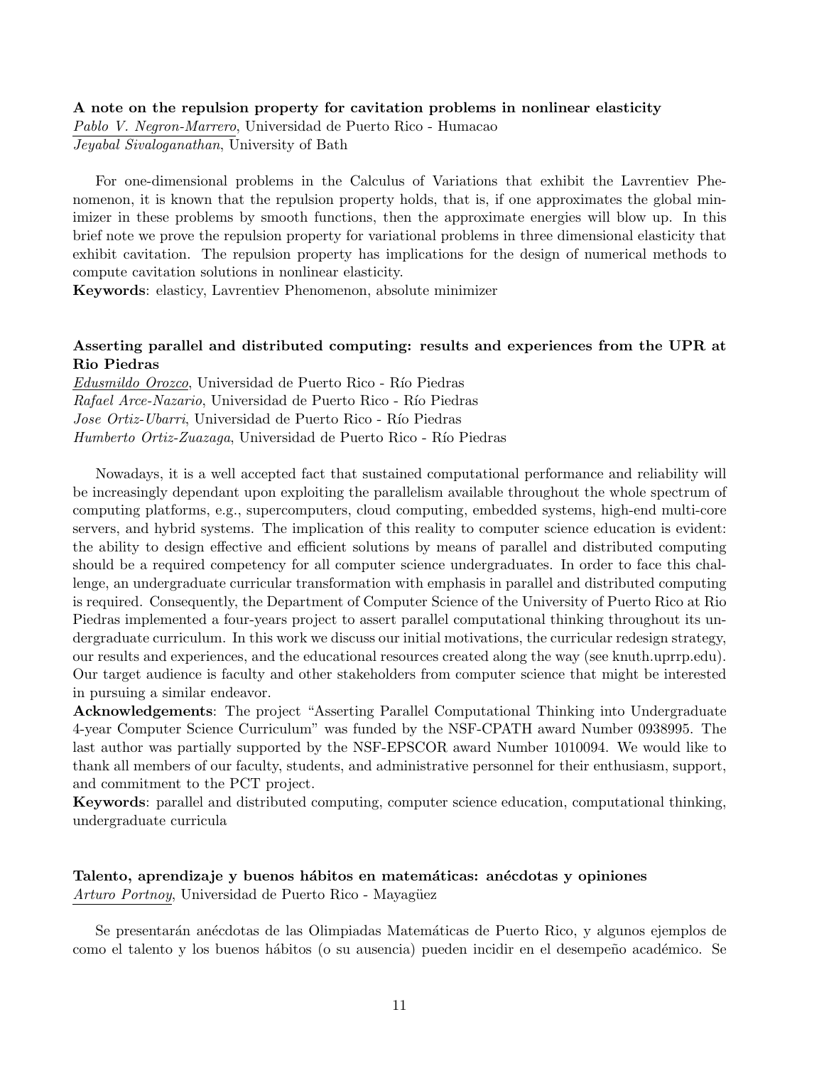### A note on the repulsion property for cavitation problems in nonlinear elasticity

*Pablo V. Negron-Marrero*, Universidad de Puerto Rico - Humacao
*Jeyabal Sivaloganathan*, University of Bath

For one-dimensional problems in the Calculus of Variations that exhibit the Lavrentiev Phenomenon, it is known that the repulsion property holds, that is, if one approximates the global minimizer in these problems by smooth functions, then the approximate energies will blow up. In this brief note we prove the repulsion property for variational problems in three dimensional elasticity that exhibit cavitation. The repulsion property has implications for the design of numerical methods to compute cavitation solutions in nonlinear elasticity.

**Keywords**: elasticy, Lavrentiev Phenomenon, absolute minimizer

### Asserting parallel and distributed computing: results and experiences from the UPR at Rio Piedras

*Edusmildo Orozco*, Universidad de Puerto Rico - Río Piedras
*Rafael Arce-Nazario*, Universidad de Puerto Rico - Río Piedras
*Jose Ortiz-Ubarri*, Universidad de Puerto Rico - Río Piedras
*Humberto Ortiz-Zuazaga*, Universidad de Puerto Rico - Río Piedras

Nowadays, it is a well accepted fact that sustained computational performance and reliability will be increasingly dependant upon exploiting the parallelism available throughout the whole spectrum of computing platforms, e.g., supercomputers, cloud computing, embedded systems, high-end multi-core servers, and hybrid systems. The implication of this reality to computer science education is evident: the ability to design effective and efficient solutions by means of parallel and distributed computing should be a required competency for all computer science undergraduates. In order to face this challenge, an undergraduate curricular transformation with emphasis in parallel and distributed computing is required. Consequently, the Department of Computer Science of the University of Puerto Rico at Rio Piedras implemented a four-years project to assert parallel computational thinking throughout its undergraduate curriculum. In this work we discuss our initial motivations, the curricular redesign strategy, our results and experiences, and the educational resources created along the way (see knuth.uprrp.edu). Our target audience is faculty and other stakeholders from computer science that might be interested in pursuing a similar endeavor.

**Acknowledgements**: The project "Asserting Parallel Computational Thinking into Undergraduate 4-year Computer Science Curriculum" was funded by the NSF-CPATH award Number 0938995. The last author was partially supported by the NSF-EPSCOR award Number 1010094. We would like to thank all members of our faculty, students, and administrative personnel for their enthusiasm, support, and commitment to the PCT project.

**Keywords**: parallel and distributed computing, computer science education, computational thinking, undergraduate curricula

### Talento, aprendizaje y buenos hábitos en matemáticas: anécdotas y opiniones

*Arturo Portnoy*, Universidad de Puerto Rico - Mayagüez

Se presentarán anécdotas de las Olimpiadas Matemáticas de Puerto Rico, y algunos ejemplos de como el talento y los buenos hábitos (o su ausencia) pueden incidir en el desempeño académico. Se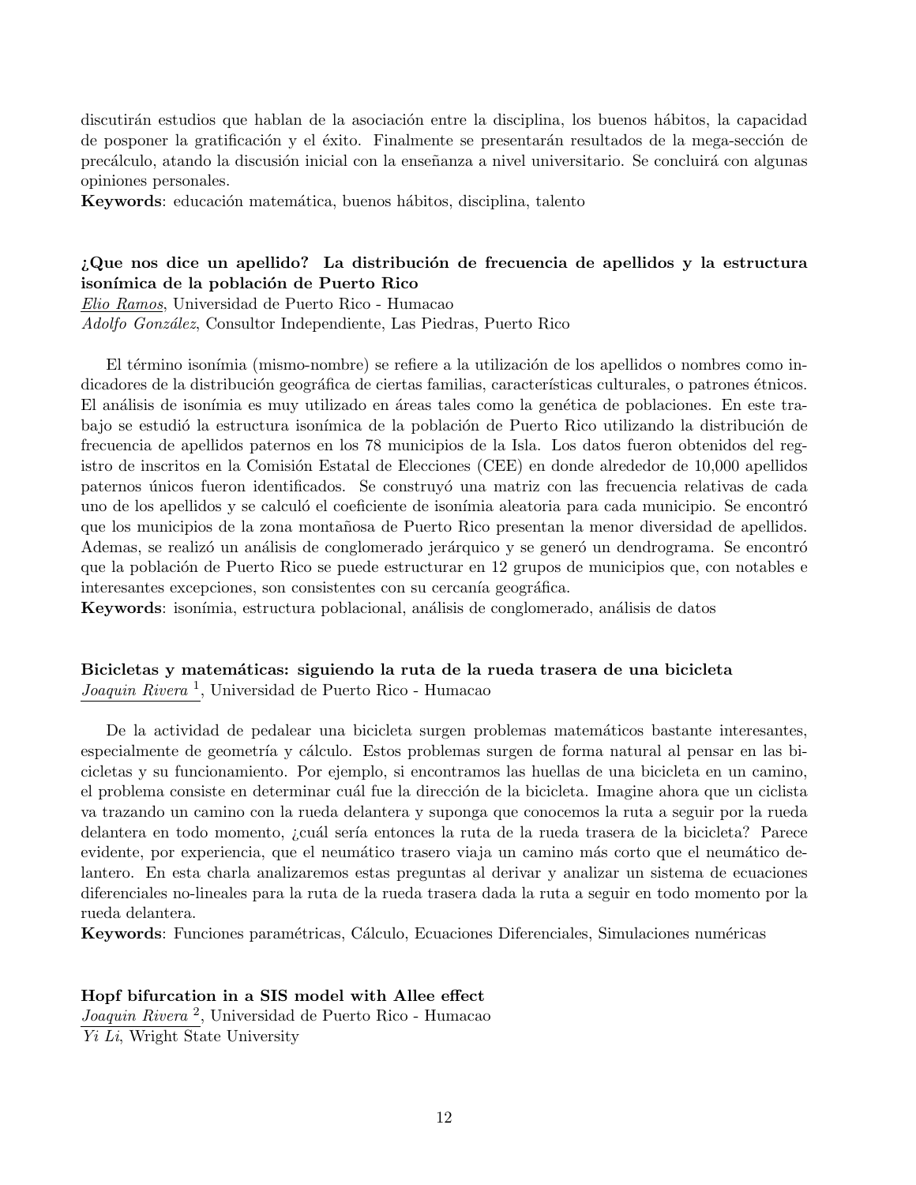discutirán estudios que hablan de la asociación entre la disciplina, los buenos hábitos, la capacidad de posponer la gratificación y el éxito. Finalmente se presentarán resultados de la mega-sección de precálculo, atando la discusión inicial con la enseñanza a nivel universitario. Se concluirá con algunas opiniones personales.
**Keywords**: educación matemática, buenos hábitos, disciplina, talento

### ¿Que nos dice un apellido? La distribución de frecuencia de apellidos y la estructura isonímica de la población de Puerto Rico

*Elio Ramos*, Universidad de Puerto Rico - Humacao
*Adolfo González*, Consultor Independiente, Las Piedras, Puerto Rico

El término isonímia (mismo-nombre) se refiere a la utilización de los apellidos o nombres como indicadores de la distribución geográfica de ciertas familias, características culturales, o patrones étnicos. El análisis de isonímia es muy utilizado en áreas tales como la genética de poblaciones. En este trabajo se estudió la estructura isonímica de la población de Puerto Rico utilizando la distribución de frecuencia de apellidos paternos en los 78 municipios de la Isla. Los datos fueron obtenidos del registro de inscritos en la Comisión Estatal de Elecciones (CEE) en donde alrededor de 10,000 apellidos paternos únicos fueron identificados. Se construyó una matriz con las frecuencia relativas de cada uno de los apellidos y se calculó el coeficiente de isonímia aleatoria para cada municipio. Se encontró que los municipios de la zona montañosa de Puerto Rico presentan la menor diversidad de apellidos. Ademas, se realizó un análisis de conglomerado jerárquico y se generó un dendrograma. Se encontró que la población de Puerto Rico se puede estructurar en 12 grupos de municipios que, con notables e interesantes excepciones, son consistentes con su cercanía geográfica.
**Keywords**: isonímia, estructura poblacional, análisis de conglomerado, análisis de datos

### Bicicletas y matemáticas: siguiendo la ruta de la rueda trasera de una bicicleta

*Joaquin Rivera* [1], Universidad de Puerto Rico - Humacao

De la actividad de pedalear una bicicleta surgen problemas matemáticos bastante interesantes, especialmente de geometría y cálculo. Estos problemas surgen de forma natural al pensar en las bicicletas y su funcionamiento. Por ejemplo, si encontramos las huellas de una bicicleta en un camino, el problema consiste en determinar cuál fue la dirección de la bicicleta. Imagine ahora que un ciclista va trazando un camino con la rueda delantera y suponga que conocemos la ruta a seguir por la rueda delantera en todo momento, ¿cuál sería entonces la ruta de la rueda trasera de la bicicleta? Parece evidente, por experiencia, que el neumático trasero viaja un camino más corto que el neumático delantero. En esta charla analizaremos estas preguntas al derivar y analizar un sistema de ecuaciones diferenciales no-lineales para la ruta de la rueda trasera dada la ruta a seguir en todo momento por la rueda delantera.
**Keywords**: Funciones paramétricas, Cálculo, Ecuaciones Diferenciales, Simulaciones numéricas

### Hopf bifurcation in a SIS model with Allee effect

*Joaquin Rivera* [2], Universidad de Puerto Rico - Humacao
*Yi Li*, Wright State University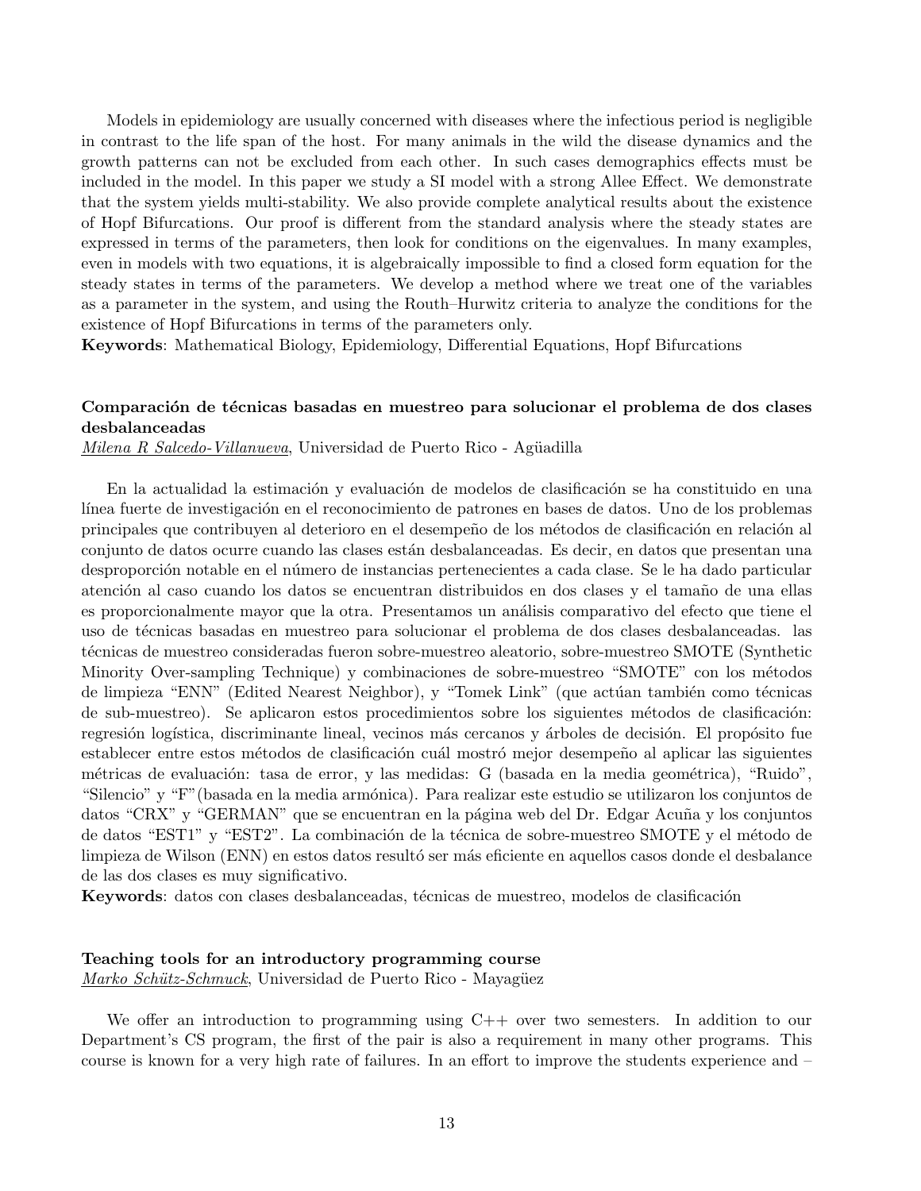Models in epidemiology are usually concerned with diseases where the infectious period is negligible in contrast to the life span of the host. For many animals in the wild the disease dynamics and the growth patterns can not be excluded from each other. In such cases demographics effects must be included in the model. In this paper we study a SI model with a strong Allee Effect. We demonstrate that the system yields multi-stability. We also provide complete analytical results about the existence of Hopf Bifurcations. Our proof is different from the standard analysis where the steady states are expressed in terms of the parameters, then look for conditions on the eigenvalues. In many examples, even in models with two equations, it is algebraically impossible to find a closed form equation for the steady states in terms of the parameters. We develop a method where we treat one of the variables as a parameter in the system, and using the Routh–Hurwitz criteria to analyze the conditions for the existence of Hopf Bifurcations in terms of the parameters only.

**Keywords**: Mathematical Biology, Epidemiology, Differential Equations, Hopf Bifurcations

### Comparación de técnicas basadas en muestreo para solucionar el problema de dos clases desbalanceadas

*Milena R Salcedo-Villanueva*, Universidad de Puerto Rico - Agüadilla

En la actualidad la estimación y evaluación de modelos de clasificación se ha constituido en una línea fuerte de investigación en el reconocimiento de patrones en bases de datos. Uno de los problemas principales que contribuyen al deterioro en el desempeño de los métodos de clasificación en relación al conjunto de datos ocurre cuando las clases están desbalanceadas. Es decir, en datos que presentan una desproporción notable en el número de instancias pertenecientes a cada clase. Se le ha dado particular atención al caso cuando los datos se encuentran distribuidos en dos clases y el tamaño de una ellas es proporcionalmente mayor que la otra. Presentamos un análisis comparativo del efecto que tiene el uso de técnicas basadas en muestreo para solucionar el problema de dos clases desbalanceadas. las técnicas de muestreo consideradas fueron sobre-muestreo aleatorio, sobre-muestreo SMOTE (Synthetic Minority Over-sampling Technique) y combinaciones de sobre-muestreo "SMOTE" con los métodos de limpieza "ENN" (Edited Nearest Neighbor), y "Tomek Link" (que actúan también como técnicas de sub-muestreo). Se aplicaron estos procedimientos sobre los siguientes métodos de clasificación: regresión logística, discriminante lineal, vecinos más cercanos y árboles de decisión. El propósito fue establecer entre estos métodos de clasificación cuál mostró mejor desempeño al aplicar las siguientes métricas de evaluación: tasa de error, y las medidas: G (basada en la media geométrica), "Ruido", "Silencio" y "F"(basada en la media armónica). Para realizar este estudio se utilizaron los conjuntos de datos "CRX" y "GERMAN" que se encuentran en la página web del Dr. Edgar Acuña y los conjuntos de datos "EST1" y "EST2". La combinación de la técnica de sobre-muestreo SMOTE y el método de limpieza de Wilson (ENN) en estos datos resultó ser más eficiente en aquellos casos donde el desbalance de las dos clases es muy significativo.

**Keywords**: datos con clases desbalanceadas, técnicas de muestreo, modelos de clasificación

### Teaching tools for an introductory programming course

*Marko Schütz-Schmuck*, Universidad de Puerto Rico - Mayagüez

We offer an introduction to programming using C++ over two semesters. In addition to our Department's CS program, the first of the pair is also a requirement in many other programs. This course is known for a very high rate of failures. In an effort to improve the students experience and –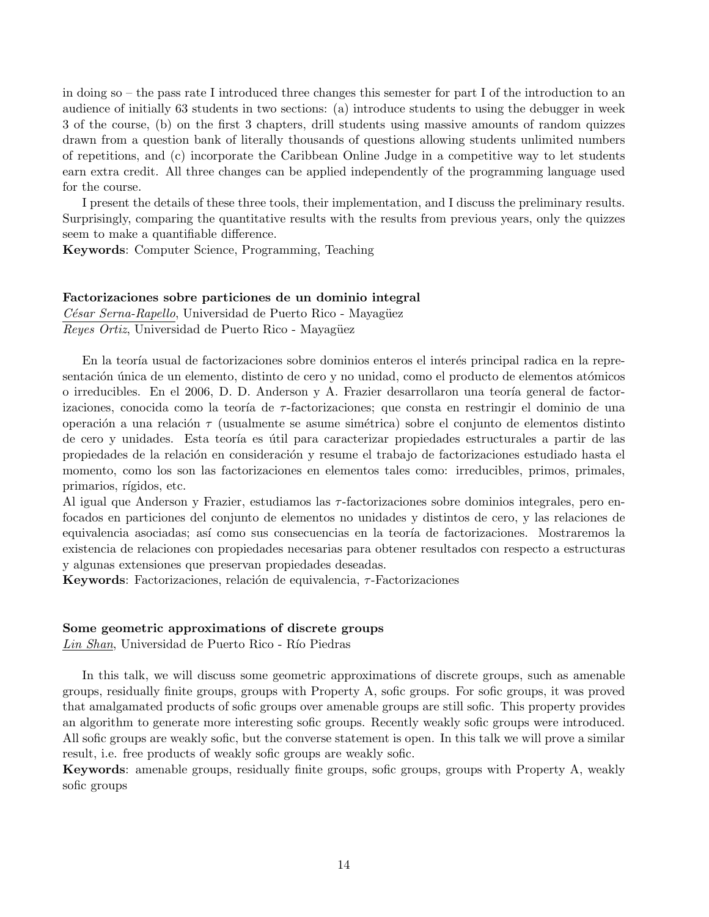in doing so – the pass rate I introduced three changes this semester for part I of the introduction to an audience of initially 63 students in two sections: (a) introduce students to using the debugger in week 3 of the course, (b) on the first 3 chapters, drill students using massive amounts of random quizzes drawn from a question bank of literally thousands of questions allowing students unlimited numbers of repetitions, and (c) incorporate the Caribbean Online Judge in a competitive way to let students earn extra credit. All three changes can be applied independently of the programming language used for the course.

I present the details of these three tools, their implementation, and I discuss the preliminary results. Surprisingly, comparing the quantitative results with the results from previous years, only the quizzes seem to make a quantifiable difference.

**Keywords**: Computer Science, Programming, Teaching

**Factorizaciones sobre particiones de un dominio integral**

*César Serna-Rapello*, Universidad de Puerto Rico - Mayagüez
*Reyes Ortiz*, Universidad de Puerto Rico - Mayagüez

En la teoría usual de factorizaciones sobre dominios enteros el interés principal radica en la representación única de un elemento, distinto de cero y no unidad, como el producto de elementos atómicos o irreducibles. En el 2006, D. D. Anderson y A. Frazier desarrollaron una teoría general de factorizaciones, conocida como la teoría de $\tau$-factorizaciones; que consta en restringir el dominio de una operación a una relación $\tau$ (usualmente se asume simétrica) sobre el conjunto de elementos distinto de cero y unidades. Esta teoría es útil para caracterizar propiedades estructurales a partir de las propiedades de la relación en consideración y resume el trabajo de factorizaciones estudiado hasta el momento, como los son las factorizaciones en elementos tales como: irreducibles, primos, primales, primarios, rígidos, etc.

Al igual que Anderson y Frazier, estudiamos las $\tau$-factorizaciones sobre dominios integrales, pero enfocados en particiones del conjunto de elementos no unidades y distintos de cero, y las relaciones de equivalencia asociadas; así como sus consecuencias en la teoría de factorizaciones. Mostraremos la existencia de relaciones con propiedades necesarias para obtener resultados con respecto a estructuras y algunas extensiones que preservan propiedades deseadas.

**Keywords**: Factorizaciones, relación de equivalencia, $\tau$-Factorizaciones

**Some geometric approximations of discrete groups**

*Lin Shan*, Universidad de Puerto Rico - Río Piedras

In this talk, we will discuss some geometric approximations of discrete groups, such as amenable groups, residually finite groups, groups with Property A, sofic groups. For sofic groups, it was proved that amalgamated products of sofic groups over amenable groups are still sofic. This property provides an algorithm to generate more interesting sofic groups. Recently weakly sofic groups were introduced. All sofic groups are weakly sofic, but the converse statement is open. In this talk we will prove a similar result, i.e. free products of weakly sofic groups are weakly sofic.

**Keywords**: amenable groups, residually finite groups, sofic groups, groups with Property A, weakly sofic groups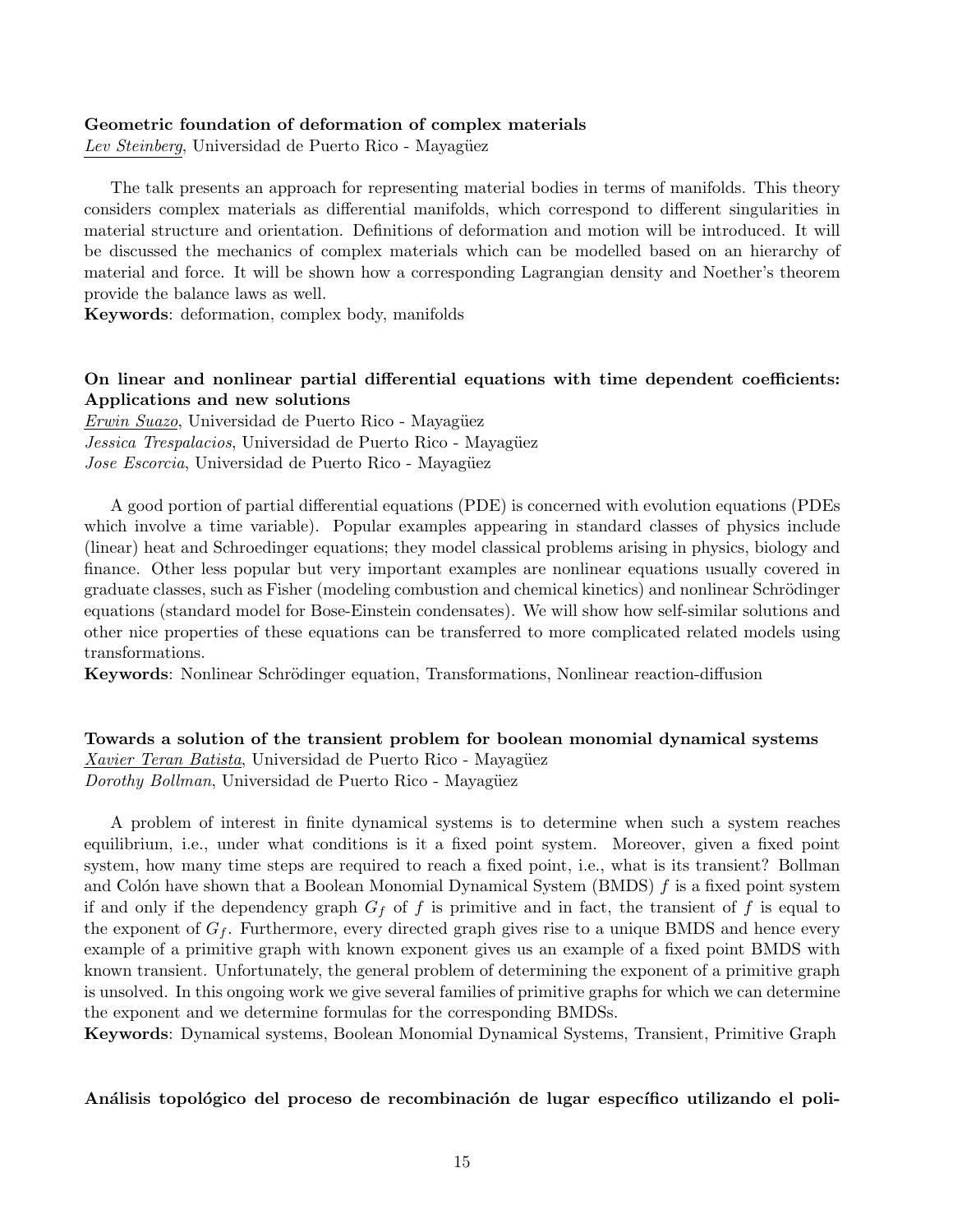**Geometric foundation of deformation of complex materials**
*Lev Steinberg*, Universidad de Puerto Rico - Mayagüez

The talk presents an approach for representing material bodies in terms of manifolds. This theory considers complex materials as differential manifolds, which correspond to different singularities in material structure and orientation. Definitions of deformation and motion will be introduced. It will be discussed the mechanics of complex materials which can be modelled based on an hierarchy of material and force. It will be shown how a corresponding Lagrangian density and Noether's theorem provide the balance laws as well.
**Keywords**: deformation, complex body, manifolds

**On linear and nonlinear partial differential equations with time dependent coefficients: Applications and new solutions**
*Erwin Suazo*, Universidad de Puerto Rico - Mayagüez
*Jessica Trespalacios*, Universidad de Puerto Rico - Mayagüez
*Jose Escorcia*, Universidad de Puerto Rico - Mayagüez

A good portion of partial differential equations (PDE) is concerned with evolution equations (PDEs which involve a time variable). Popular examples appearing in standard classes of physics include (linear) heat and Schroedinger equations; they model classical problems arising in physics, biology and finance. Other less popular but very important examples are nonlinear equations usually covered in graduate classes, such as Fisher (modeling combustion and chemical kinetics) and nonlinear Schrödinger equations (standard model for Bose-Einstein condensates). We will show how self-similar solutions and other nice properties of these equations can be transferred to more complicated related models using transformations.
**Keywords**: Nonlinear Schrödinger equation, Transformations, Nonlinear reaction-diffusion

**Towards a solution of the transient problem for boolean monomial dynamical systems**
*Xavier Teran Batista*, Universidad de Puerto Rico - Mayagüez
*Dorothy Bollman*, Universidad de Puerto Rico - Mayagüez

A problem of interest in finite dynamical systems is to determine when such a system reaches equilibrium, i.e., under what conditions is it a fixed point system. Moreover, given a fixed point system, how many time steps are required to reach a fixed point, i.e., what is its transient? Bollman and Colón have shown that a Boolean Monomial Dynamical System (BMDS) $f$ is a fixed point system if and only if the dependency graph $G_f$ of $f$ is primitive and in fact, the transient of $f$ is equal to the exponent of $G_f$. Furthermore, every directed graph gives rise to a unique BMDS and hence every example of a primitive graph with known exponent gives us an example of a fixed point BMDS with known transient. Unfortunately, the general problem of determining the exponent of a primitive graph is unsolved. In this ongoing work we give several families of primitive graphs for which we can determine the exponent and we determine formulas for the corresponding BMDSs.
**Keywords**: Dynamical systems, Boolean Monomial Dynamical Systems, Transient, Primitive Graph

**Análisis topológico del proceso de recombinación de lugar específico utilizando el poli-**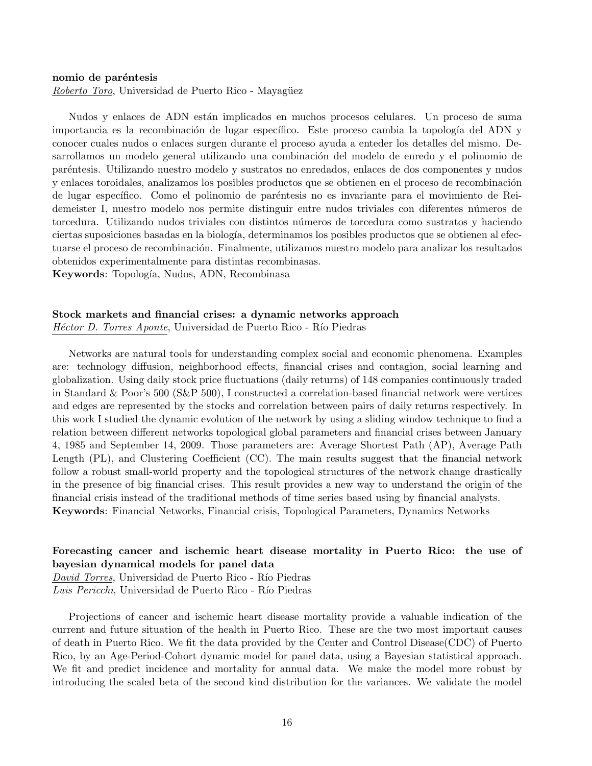**nomio de paréntesis**

*Roberto Toro*, Universidad de Puerto Rico - Mayagüez

Nudos y enlaces de ADN están implicados en muchos procesos celulares. Un proceso de suma importancia es la recombinación de lugar específico. Este proceso cambia la topología del ADN y conocer cuales nudos o enlaces surgen durante el proceso ayuda a enteder los detalles del mismo. Desarrollamos un modelo general utilizando una combinación del modelo de enredo y el polinomio de paréntesis. Utilizando nuestro modelo y sustratos no enredados, enlaces de dos componentes y nudos y enlaces toroidales, analizamos los posibles productos que se obtienen en el proceso de recombinación de lugar específico. Como el polinomio de paréntesis no es invariante para el movimiento de Reidemeister I, nuestro modelo nos permite distinguir entre nudos triviales con diferentes números de torcedura. Utilizando nudos triviales con distintos números de torcedura como sustratos y haciendo ciertas suposiciones basadas en la biología, determinamos los posibles productos que se obtienen al efectuarse el proceso de recombinación. Finalmente, utilizamos nuestro modelo para analizar los resultados obtenidos experimentalmente para distintas recombinasas.

**Keywords**: Topología, Nudos, ADN, Recombinasa

**Stock markets and financial crises: a dynamic networks approach**

*Héctor D. Torres Aponte*, Universidad de Puerto Rico - Río Piedras

Networks are natural tools for understanding complex social and economic phenomena. Examples are: technology diffusion, neighborhood effects, financial crises and contagion, social learning and globalization. Using daily stock price fluctuations (daily returns) of 148 companies continuously traded in Standard & Poor's 500 (S&P 500), I constructed a correlation-based financial network were vertices and edges are represented by the stocks and correlation between pairs of daily returns respectively. In this work I studied the dynamic evolution of the network by using a sliding window technique to find a relation between different networks topological global parameters and financial crises between January 4, 1985 and September 14, 2009. Those parameters are: Average Shortest Path (AP), Average Path Length (PL), and Clustering Coefficient (CC). The main results suggest that the financial network follow a robust small-world property and the topological structures of the network change drastically in the presence of big financial crises. This result provides a new way to understand the origin of the financial crisis instead of the traditional methods of time series based using by financial analysts.

**Keywords**: Financial Networks, Financial crisis, Topological Parameters, Dynamics Networks

**Forecasting cancer and ischemic heart disease mortality in Puerto Rico: the use of bayesian dynamical models for panel data**

*David Torres*, Universidad de Puerto Rico - Río Piedras
*Luis Pericchi*, Universidad de Puerto Rico - Río Piedras

Projections of cancer and ischemic heart disease mortality provide a valuable indication of the current and future situation of the health in Puerto Rico. These are the two most important causes of death in Puerto Rico. We fit the data provided by the Center and Control Disease(CDC) of Puerto Rico, by an Age-Period-Cohort dynamic model for panel data, using a Bayesian statistical approach. We fit and predict incidence and mortality for annual data. We make the model more robust by introducing the scaled beta of the second kind distribution for the variances. We validate the model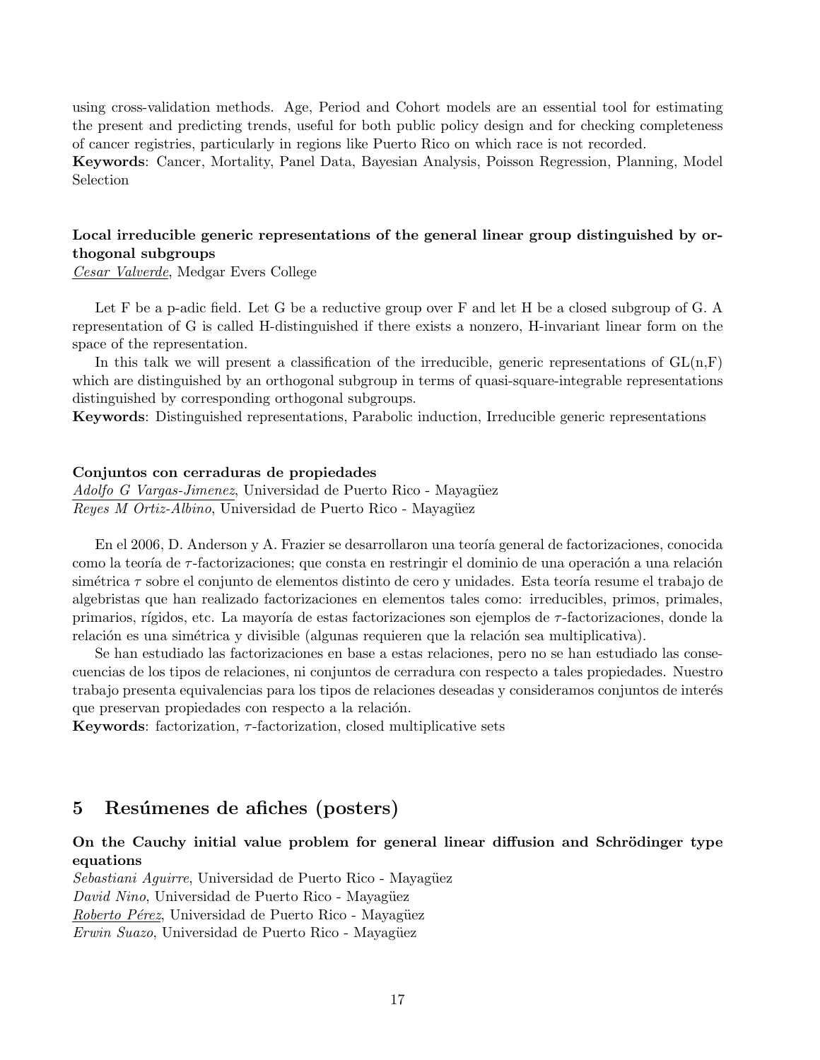using cross-validation methods. Age, Period and Cohort models are an essential tool for estimating the present and predicting trends, useful for both public policy design and for checking completeness of cancer registries, particularly in regions like Puerto Rico on which race is not recorded.
**Keywords**: Cancer, Mortality, Panel Data, Bayesian Analysis, Poisson Regression, Planning, Model Selection

**Local irreducible generic representations of the general linear group distinguished by orthogonal subgroups**
*Cesar Valverde*, Medgar Evers College

Let F be a p-adic field. Let G be a reductive group over F and let H be a closed subgroup of G. A representation of G is called H-distinguished if there exists a nonzero, H-invariant linear form on the space of the representation.

In this talk we will present a classification of the irreducible, generic representations of GL(n,F) which are distinguished by an orthogonal subgroup in terms of quasi-square-integrable representations distinguished by corresponding orthogonal subgroups.
**Keywords**: Distinguished representations, Parabolic induction, Irreducible generic representations

**Conjuntos con cerraduras de propiedades**
*Adolfo G Vargas-Jimenez*, Universidad de Puerto Rico - Mayagüez
*Reyes M Ortiz-Albino*, Universidad de Puerto Rico - Mayagüez

En el 2006, D. Anderson y A. Frazier se desarrollaron una teoría general de factorizaciones, conocida como la teoría de $\tau$-factorizaciones; que consta en restringir el dominio de una operación a una relación simétrica $\tau$ sobre el conjunto de elementos distinto de cero y unidades. Esta teoría resume el trabajo de algebristas que han realizado factorizaciones en elementos tales como: irreducibles, primos, primales, primarios, rígidos, etc. La mayoría de estas factorizaciones son ejemplos de $\tau$-factorizaciones, donde la relación es una simétrica y divisible (algunas requieren que la relación sea multiplicativa).

Se han estudiado las factorizaciones en base a estas relaciones, pero no se han estudiado las consecuencias de los tipos de relaciones, ni conjuntos de cerradura con respecto a tales propiedades. Nuestro trabajo presenta equivalencias para los tipos de relaciones deseadas y consideramos conjuntos de interés que preservan propiedades con respecto a la relación.
**Keywords**: factorization, $\tau$-factorization, closed multiplicative sets

## 5 Resúmenes de afiches (posters)

**On the Cauchy initial value problem for general linear diffusion and Schrödinger type equations**
*Sebastiani Aguirre*, Universidad de Puerto Rico - Mayagüez
*David Nino*, Universidad de Puerto Rico - Mayagüez
*Roberto Pérez*, Universidad de Puerto Rico - Mayagüez
*Erwin Suazo*, Universidad de Puerto Rico - Mayagüez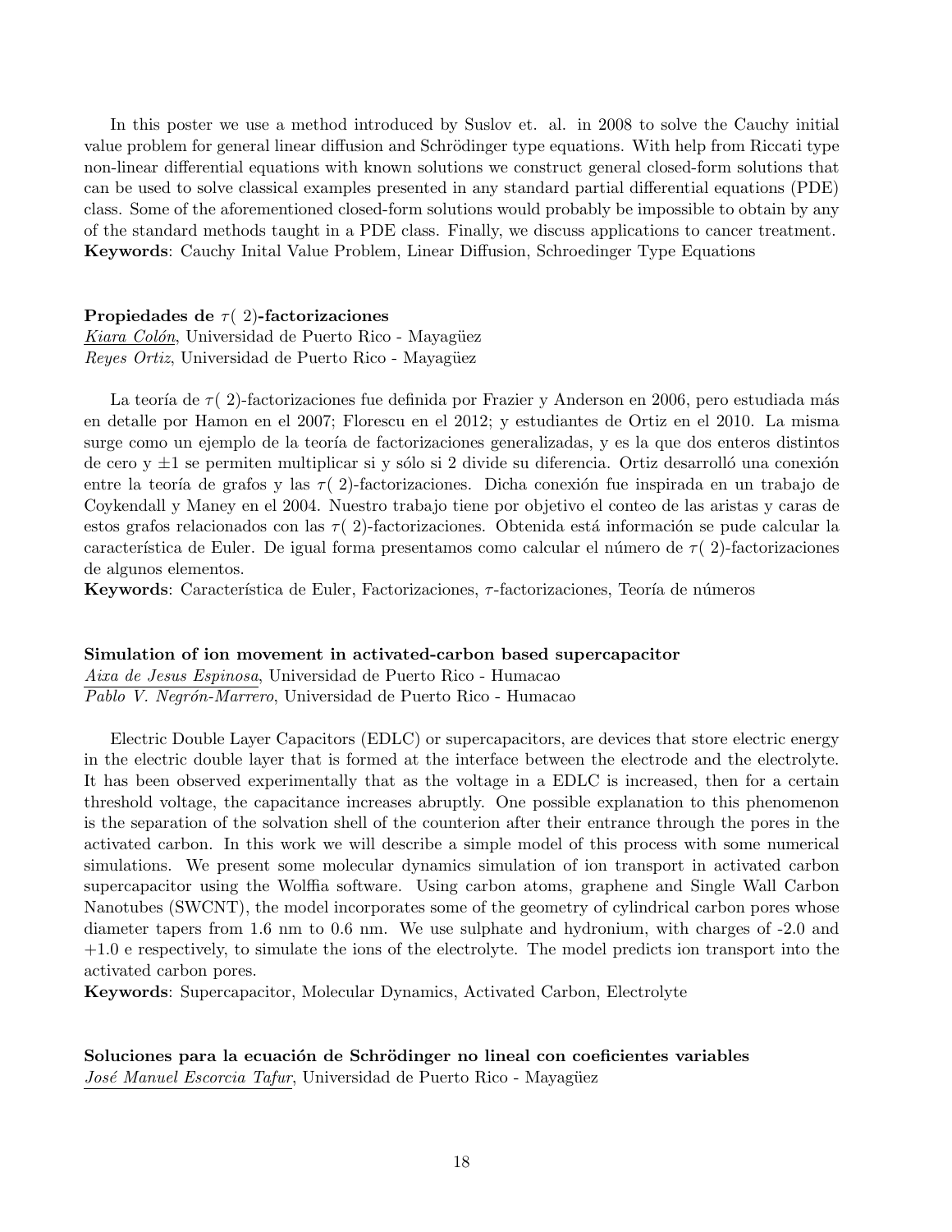In this poster we use a method introduced by Suslov et. al. in 2008 to solve the Cauchy initial value problem for general linear diffusion and Schrödinger type equations. With help from Riccati type non-linear differential equations with known solutions we construct general closed-form solutions that can be used to solve classical examples presented in any standard partial differential equations (PDE) class. Some of the aforementioned closed-form solutions would probably be impossible to obtain by any of the standard methods taught in a PDE class. Finally, we discuss applications to cancer treatment.
**Keywords**: Cauchy Inital Value Problem, Linear Diffusion, Schroedinger Type Equations

**Propiedades de $\tau(\ 2)$-factorizaciones**
*Kiara Colón*, Universidad de Puerto Rico - Mayagüez
*Reyes Ortiz*, Universidad de Puerto Rico - Mayagüez

La teoría de $\tau(\ 2)$-factorizaciones fue definida por Frazier y Anderson en 2006, pero estudiada más en detalle por Hamon en el 2007; Florescu en el 2012; y estudiantes de Ortiz en el 2010. La misma surge como un ejemplo de la teoría de factorizaciones generalizadas, y es la que dos enteros distintos de cero y $\pm 1$ se permiten multiplicar si y sólo si 2 divide su diferencia. Ortiz desarrolló una conexión entre la teoría de grafos y las $\tau(\ 2)$-factorizaciones. Dicha conexión fue inspirada en un trabajo de Coykendall y Maney en el 2004. Nuestro trabajo tiene por objetivo el conteo de las aristas y caras de estos grafos relacionados con las $\tau(\ 2)$-factorizaciones. Obtenida está información se pude calcular la característica de Euler. De igual forma presentamos como calcular el número de $\tau(\ 2)$-factorizaciones de algunos elementos.
**Keywords**: Característica de Euler, Factorizaciones, $\tau$-factorizaciones, Teoría de números

**Simulation of ion movement in activated-carbon based supercapacitor**
*Aixa de Jesus Espinosa*, Universidad de Puerto Rico - Humacao
*Pablo V. Negrón-Marrero*, Universidad de Puerto Rico - Humacao

Electric Double Layer Capacitors (EDLC) or supercapacitors, are devices that store electric energy in the electric double layer that is formed at the interface between the electrode and the electrolyte. It has been observed experimentally that as the voltage in a EDLC is increased, then for a certain threshold voltage, the capacitance increases abruptly. One possible explanation to this phenomenon is the separation of the solvation shell of the counterion after their entrance through the pores in the activated carbon. In this work we will describe a simple model of this process with some numerical simulations. We present some molecular dynamics simulation of ion transport in activated carbon supercapacitor using the Wolffia software. Using carbon atoms, graphene and Single Wall Carbon Nanotubes (SWCNT), the model incorporates some of the geometry of cylindrical carbon pores whose diameter tapers from 1.6 nm to 0.6 nm. We use sulphate and hydronium, with charges of -2.0 and +1.0 e respectively, to simulate the ions of the electrolyte. The model predicts ion transport into the activated carbon pores.
**Keywords**: Supercapacitor, Molecular Dynamics, Activated Carbon, Electrolyte

**Soluciones para la ecuación de Schrödinger no lineal con coeficientes variables**
*José Manuel Escorcia Tafur*, Universidad de Puerto Rico - Mayagüez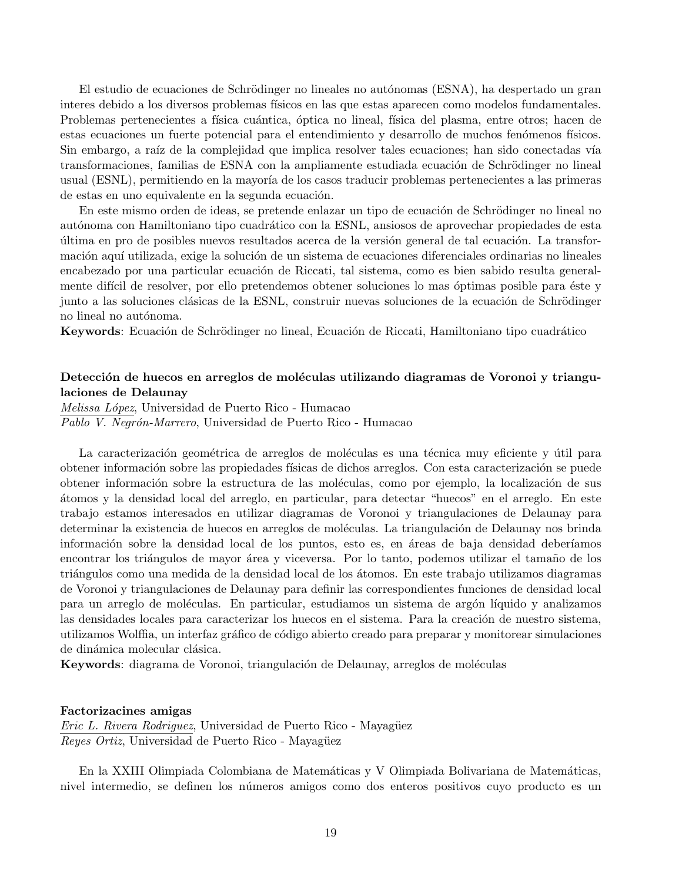El estudio de ecuaciones de Schrödinger no lineales no autónomas (ESNA), ha despertado un gran interes debido a los diversos problemas físicos en las que estas aparecen como modelos fundamentales. Problemas pertenecientes a física cuántica, óptica no lineal, física del plasma, entre otros; hacen de estas ecuaciones un fuerte potencial para el entendimiento y desarrollo de muchos fenómenos físicos. Sin embargo, a raíz de la complejidad que implica resolver tales ecuaciones; han sido conectadas vía transformaciones, familias de ESNA con la ampliamente estudiada ecuación de Schrödinger no lineal usual (ESNL), permitiendo en la mayoría de los casos traducir problemas pertenecientes a las primeras de estas en uno equivalente en la segunda ecuación.

En este mismo orden de ideas, se pretende enlazar un tipo de ecuación de Schrödinger no lineal no autónoma con Hamiltoniano tipo cuadrático con la ESNL, ansiosos de aprovechar propiedades de esta última en pro de posibles nuevos resultados acerca de la versión general de tal ecuación. La transformación aquí utilizada, exige la solución de un sistema de ecuaciones diferenciales ordinarias no lineales encabezado por una particular ecuación de Riccati, tal sistema, como es bien sabido resulta generalmente difícil de resolver, por ello pretendemos obtener soluciones lo mas óptimas posible para éste y junto a las soluciones clásicas de la ESNL, construir nuevas soluciones de la ecuación de Schrödinger no lineal no autónoma.

**Keywords**: Ecuación de Schrödinger no lineal, Ecuación de Riccati, Hamiltoniano tipo cuadrático

### Detección de huecos en arreglos de moléculas utilizando diagramas de Voronoi y triangulaciones de Delaunay

*Melissa López*, Universidad de Puerto Rico - Humacao
*Pablo V. Negrón-Marrero*, Universidad de Puerto Rico - Humacao

La caracterización geométrica de arreglos de moléculas es una técnica muy eficiente y útil para obtener información sobre las propiedades físicas de dichos arreglos. Con esta caracterización se puede obtener información sobre la estructura de las moléculas, como por ejemplo, la localización de sus átomos y la densidad local del arreglo, en particular, para detectar "huecos" en el arreglo. En este trabajo estamos interesados en utilizar diagramas de Voronoi y triangulaciones de Delaunay para determinar la existencia de huecos en arreglos de moléculas. La triangulación de Delaunay nos brinda información sobre la densidad local de los puntos, esto es, en áreas de baja densidad deberíamos encontrar los triángulos de mayor área y viceversa. Por lo tanto, podemos utilizar el tamaño de los triángulos como una medida de la densidad local de los átomos. En este trabajo utilizamos diagramas de Voronoi y triangulaciones de Delaunay para definir las correspondientes funciones de densidad local para un arreglo de moléculas. En particular, estudiamos un sistema de argón líquido y analizamos las densidades locales para caracterizar los huecos en el sistema. Para la creación de nuestro sistema, utilizamos Wolffia, un interfaz gráfico de código abierto creado para preparar y monitorear simulaciones de dinámica molecular clásica.

**Keywords**: diagrama de Voronoi, triangulación de Delaunay, arreglos de moléculas

### Factorizacines amigas

*Eric L. Rivera Rodriguez*, Universidad de Puerto Rico - Mayagüez
*Reyes Ortiz*, Universidad de Puerto Rico - Mayagüez

En la XXIII Olimpiada Colombiana de Matemáticas y V Olimpiada Bolivariana de Matemáticas, nivel intermedio, se definen los números amigos como dos enteros positivos cuyo producto es un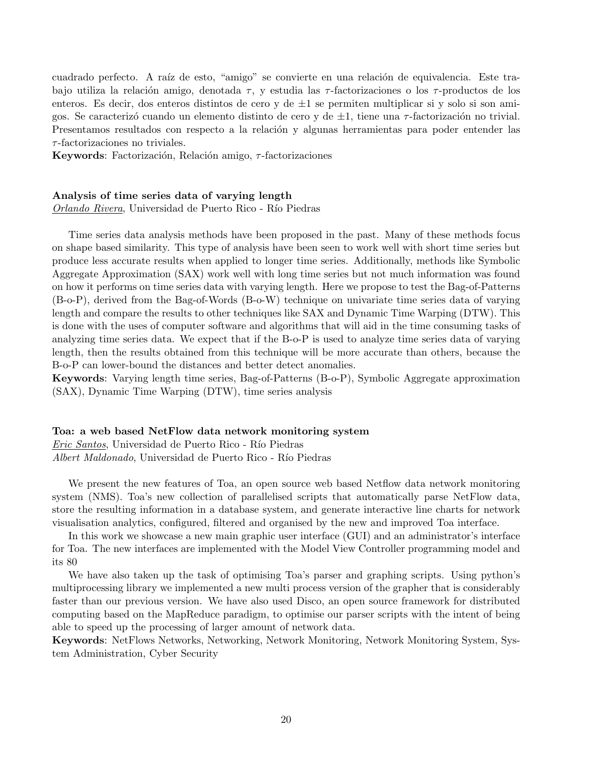cuadrado perfecto. A raíz de esto, "amigo" se convierte en una relación de equivalencia. Este trabajo utiliza la relación amigo, denotada $\tau$, y estudia las $\tau$-factorizaciones o los $\tau$-productos de los enteros. Es decir, dos enteros distintos de cero y de $\pm 1$ se permiten multiplicar si y solo si son amigos. Se caracterizó cuando un elemento distinto de cero y de $\pm 1$, tiene una $\tau$-factorización no trivial. Presentamos resultados con respecto a la relación y algunas herramientas para poder entender las $\tau$-factorizaciones no triviales.
**Keywords**: Factorización, Relación amigo, $\tau$-factorizaciones

### Analysis of time series data of varying length

*Orlando Rivera*, Universidad de Puerto Rico - Río Piedras

Time series data analysis methods have been proposed in the past. Many of these methods focus on shape based similarity. This type of analysis have been seen to work well with short time series but produce less accurate results when applied to longer time series. Additionally, methods like Symbolic Aggregate Approximation (SAX) work well with long time series but not much information was found on how it performs on time series data with varying length. Here we propose to test the Bag-of-Patterns (B-o-P), derived from the Bag-of-Words (B-o-W) technique on univariate time series data of varying length and compare the results to other techniques like SAX and Dynamic Time Warping (DTW). This is done with the uses of computer software and algorithms that will aid in the time consuming tasks of analyzing time series data. We expect that if the B-o-P is used to analyze time series data of varying length, then the results obtained from this technique will be more accurate than others, because the B-o-P can lower-bound the distances and better detect anomalies.
**Keywords**: Varying length time series, Bag-of-Patterns (B-o-P), Symbolic Aggregate approximation (SAX), Dynamic Time Warping (DTW), time series analysis

### Toa: a web based NetFlow data network monitoring system

*Eric Santos*, Universidad de Puerto Rico - Río Piedras
*Albert Maldonado*, Universidad de Puerto Rico - Río Piedras

We present the new features of Toa, an open source web based Netflow data network monitoring system (NMS). Toa's new collection of parallelised scripts that automatically parse NetFlow data, store the resulting information in a database system, and generate interactive line charts for network visualisation analytics, configured, filtered and organised by the new and improved Toa interface.

In this work we showcase a new main graphic user interface (GUI) and an administrator's interface for Toa. The new interfaces are implemented with the Model View Controller programming model and its 80

We have also taken up the task of optimising Toa's parser and graphing scripts. Using python's multiprocessing library we implemented a new multi process version of the grapher that is considerably faster than our previous version. We have also used Disco, an open source framework for distributed computing based on the MapReduce paradigm, to optimise our parser scripts with the intent of being able to speed up the processing of larger amount of network data.
**Keywords**: NetFlows Networks, Networking, Network Monitoring, Network Monitoring System, System Administration, Cyber Security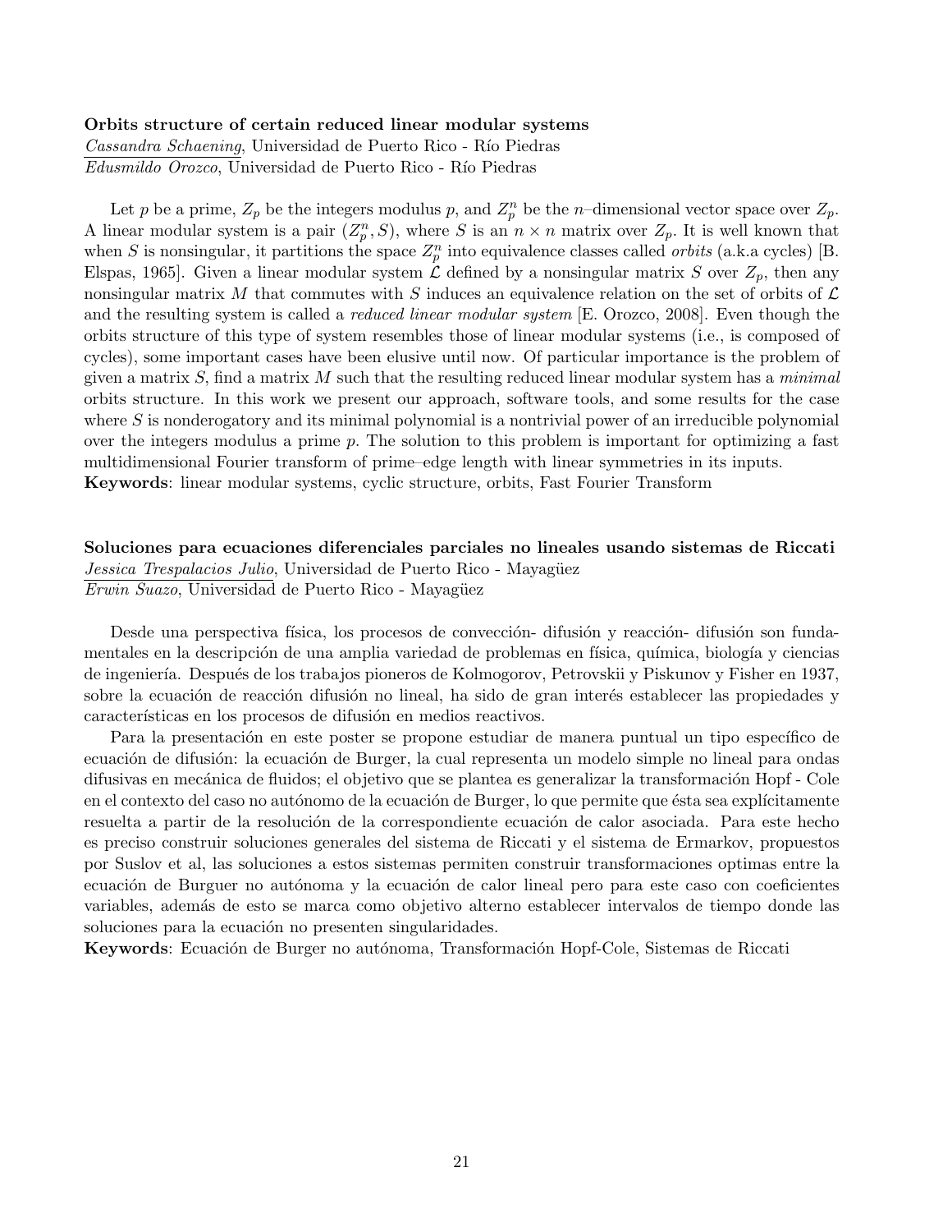**Orbits structure of certain reduced linear modular systems**

*Cassandra Schaening*, Universidad de Puerto Rico - Río Piedras
*Edusmildo Orozco*, Universidad de Puerto Rico - Río Piedras

Let $p$ be a prime, $Z_p$ be the integers modulus $p$, and $Z_p^n$ be the $n$–dimensional vector space over $Z_p$. A linear modular system is a pair $(Z_p^n, S)$, where $S$ is an $n \times n$ matrix over $Z_p$. It is well known that when $S$ is nonsingular, it partitions the space $Z_p^n$ into equivalence classes called *orbits* (a.k.a cycles) [B. Elspas, 1965]. Given a linear modular system $\mathcal{L}$ defined by a nonsingular matrix $S$ over $Z_p$, then any nonsingular matrix $M$ that commutes with $S$ induces an equivalence relation on the set of orbits of $\mathcal{L}$ and the resulting system is called a *reduced linear modular system* [E. Orozco, 2008]. Even though the orbits structure of this type of system resembles those of linear modular systems (i.e., is composed of cycles), some important cases have been elusive until now. Of particular importance is the problem of given a matrix $S$, find a matrix $M$ such that the resulting reduced linear modular system has a *minimal* orbits structure. In this work we present our approach, software tools, and some results for the case where $S$ is nonderogatory and its minimal polynomial is a nontrivial power of an irreducible polynomial over the integers modulus a prime $p$. The solution to this problem is important for optimizing a fast multidimensional Fourier transform of prime–edge length with linear symmetries in its inputs.
**Keywords**: linear modular systems, cyclic structure, orbits, Fast Fourier Transform

**Soluciones para ecuaciones diferenciales parciales no lineales usando sistemas de Riccati**

*Jessica Trespalacios Julio*, Universidad de Puerto Rico - Mayagüez
*Erwin Suazo*, Universidad de Puerto Rico - Mayagüez

Desde una perspectiva física, los procesos de convección- difusión y reacción- difusión son fundamentales en la descripción de una amplia variedad de problemas en física, química, biología y ciencias de ingeniería. Después de los trabajos pioneros de Kolmogorov, Petrovskii y Piskunov y Fisher en 1937, sobre la ecuación de reacción difusión no lineal, ha sido de gran interés establecer las propiedades y características en los procesos de difusión en medios reactivos.

Para la presentación en este poster se propone estudiar de manera puntual un tipo específico de ecuación de difusión: la ecuación de Burger, la cual representa un modelo simple no lineal para ondas difusivas en mecánica de fluidos; el objetivo que se plantea es generalizar la transformación Hopf - Cole en el contexto del caso no autónomo de la ecuación de Burger, lo que permite que ésta sea explícitamente resuelta a partir de la resolución de la correspondiente ecuación de calor asociada. Para este hecho es preciso construir soluciones generales del sistema de Riccati y el sistema de Ermarkov, propuestos por Suslov et al, las soluciones a estos sistemas permiten construir transformaciones optimas entre la ecuación de Burguer no autónoma y la ecuación de calor lineal pero para este caso con coeficientes variables, además de esto se marca como objetivo alterno establecer intervalos de tiempo donde las soluciones para la ecuación no presenten singularidades.
**Keywords**: Ecuación de Burger no autónoma, Transformación Hopf-Cole, Sistemas de Riccati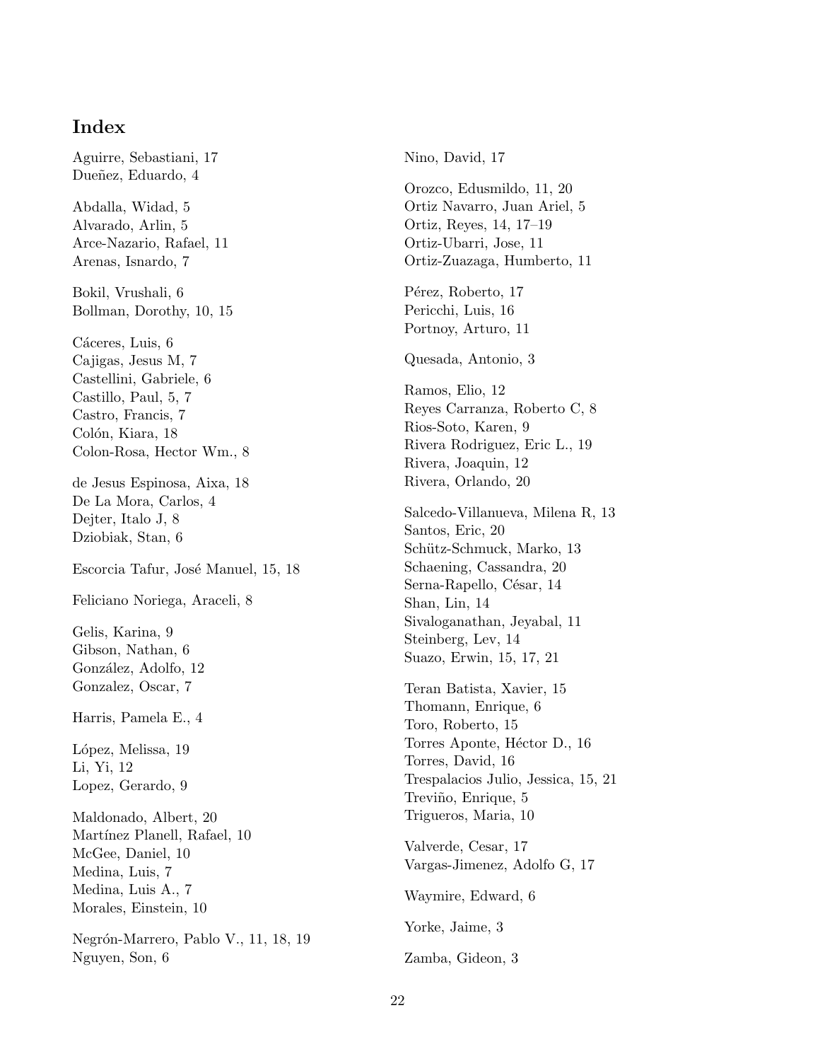## Index

Aguirre, Sebastiani, 17
Dueñez, Eduardo, 4

Abdalla, Widad, 5
Alvarado, Arlin, 5
Arce-Nazario, Rafael, 11
Arenas, Isnardo, 7

Bokil, Vrushali, 6
Bollman, Dorothy, 10, 15

Cáceres, Luis, 6
Cajigas, Jesus M, 7
Castellini, Gabriele, 6
Castillo, Paul, 5, 7
Castro, Francis, 7
Colón, Kiara, 18
Colon-Rosa, Hector Wm., 8

de Jesus Espinosa, Aixa, 18
De La Mora, Carlos, 4
Dejter, Italo J, 8
Dziobiak, Stan, 6

Escorcia Tafur, José Manuel, 15, 18

Feliciano Noriega, Araceli, 8

Gelis, Karina, 9
Gibson, Nathan, 6
González, Adolfo, 12
Gonzalez, Oscar, 7

Harris, Pamela E., 4

López, Melissa, 19
Li, Yi, 12
Lopez, Gerardo, 9

Maldonado, Albert, 20
Martínez Planell, Rafael, 10
McGee, Daniel, 10
Medina, Luis, 7
Medina, Luis A., 7
Morales, Einstein, 10

Negrón-Marrero, Pablo V., 11, 18, 19
Nguyen, Son, 6

Nino, David, 17

Orozco, Edusmildo, 11, 20
Ortiz Navarro, Juan Ariel, 5
Ortiz, Reyes, 14, 17–19
Ortiz-Ubarri, Jose, 11
Ortiz-Zuazaga, Humberto, 11

Pérez, Roberto, 17
Pericchi, Luis, 16
Portnoy, Arturo, 11

Quesada, Antonio, 3

Ramos, Elio, 12
Reyes Carranza, Roberto C, 8
Rios-Soto, Karen, 9
Rivera Rodriguez, Eric L., 19
Rivera, Joaquin, 12
Rivera, Orlando, 20

Salcedo-Villanueva, Milena R, 13
Santos, Eric, 20
Schütz-Schmuck, Marko, 13
Schaening, Cassandra, 20
Serna-Rapello, César, 14
Shan, Lin, 14
Sivaloganathan, Jeyabal, 11
Steinberg, Lev, 14
Suazo, Erwin, 15, 17, 21

Teran Batista, Xavier, 15
Thomann, Enrique, 6
Toro, Roberto, 15
Torres Aponte, Héctor D., 16
Torres, David, 16
Trespalacios Julio, Jessica, 15, 21
Treviño, Enrique, 5
Trigueros, Maria, 10

Valverde, Cesar, 17
Vargas-Jimenez, Adolfo G, 17

Waymire, Edward, 6

Yorke, Jaime, 3

Zamba, Gideon, 3